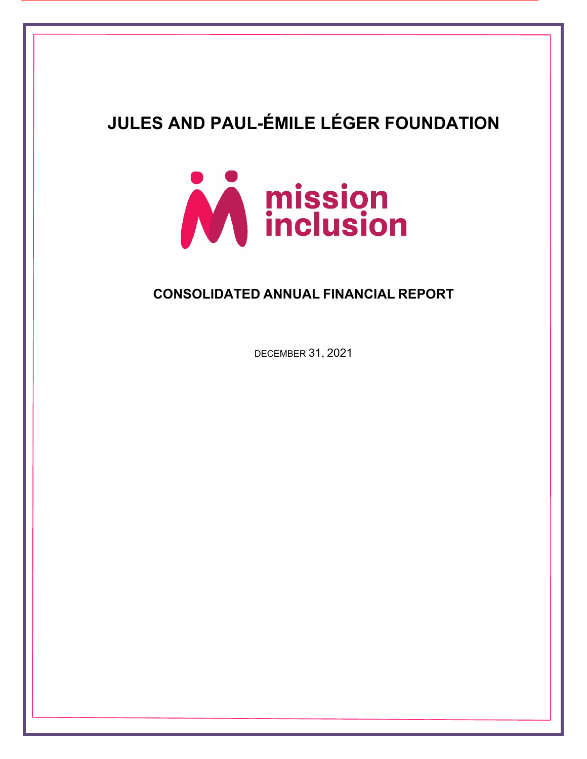# JULES AND PAUL-ÉMILE LÉGER FOUNDATION

mission inclusion

## CONSOLIDATED ANNUAL FINANCIAL REPORT

DECEMBER 31, 2021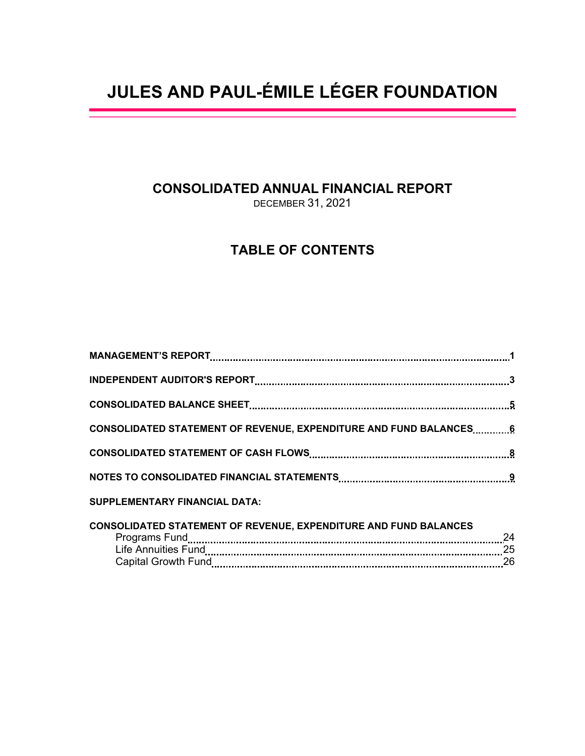# JULES AND PAUL-ÉMILE LÉGER FOUNDATION

## CONSOLIDATED ANNUAL FINANCIAL REPORT

DECEMBER 31, 2021

## TABLE OF CONTENTS

| | |
|---|---|
| **MANAGEMENT'S REPORT** | **1** |
| **INDEPENDENT AUDITOR'S REPORT** | **3** |
| **CONSOLIDATED BALANCE SHEET** | **5** |
| **CONSOLIDATED STATEMENT OF REVENUE, EXPENDITURE AND FUND BALANCES** | **6** |
| **CONSOLIDATED STATEMENT OF CASH FLOWS** | **8** |
| **NOTES TO CONSOLIDATED FINANCIAL STATEMENTS** | **9** |
| **SUPPLEMENTARY FINANCIAL DATA:** | |
| **CONSOLIDATED STATEMENT OF REVENUE, EXPENDITURE AND FUND BALANCES** | |
| Programs Fund | 24 |
| Life Annuities Fund | 25 |
| Capital Growth Fund | 26 |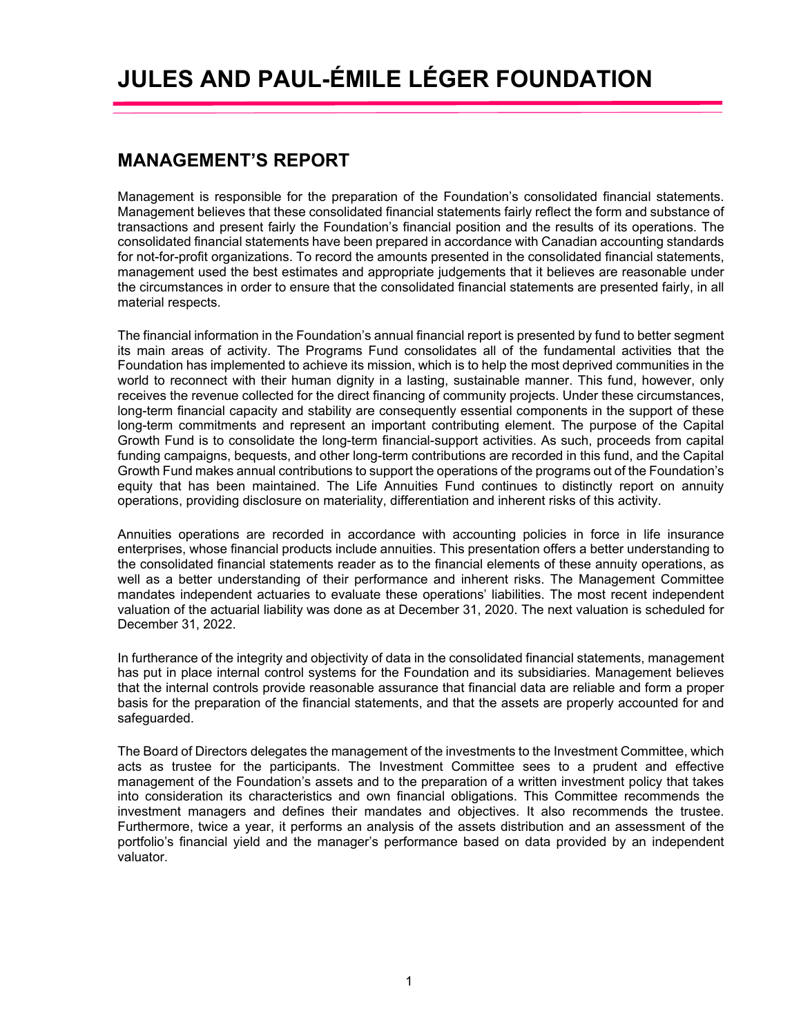# JULES AND PAUL-ÉMILE LÉGER FOUNDATION

## MANAGEMENT'S REPORT

Management is responsible for the preparation of the Foundation's consolidated financial statements. Management believes that these consolidated financial statements fairly reflect the form and substance of transactions and present fairly the Foundation's financial position and the results of its operations. The consolidated financial statements have been prepared in accordance with Canadian accounting standards for not-for-profit organizations. To record the amounts presented in the consolidated financial statements, management used the best estimates and appropriate judgements that it believes are reasonable under the circumstances in order to ensure that the consolidated financial statements are presented fairly, in all material respects.

The financial information in the Foundation's annual financial report is presented by fund to better segment its main areas of activity. The Programs Fund consolidates all of the fundamental activities that the Foundation has implemented to achieve its mission, which is to help the most deprived communities in the world to reconnect with their human dignity in a lasting, sustainable manner. This fund, however, only receives the revenue collected for the direct financing of community projects. Under these circumstances, long-term financial capacity and stability are consequently essential components in the support of these long-term commitments and represent an important contributing element. The purpose of the Capital Growth Fund is to consolidate the long-term financial-support activities. As such, proceeds from capital funding campaigns, bequests, and other long-term contributions are recorded in this fund, and the Capital Growth Fund makes annual contributions to support the operations of the programs out of the Foundation's equity that has been maintained. The Life Annuities Fund continues to distinctly report on annuity operations, providing disclosure on materiality, differentiation and inherent risks of this activity.

Annuities operations are recorded in accordance with accounting policies in force in life insurance enterprises, whose financial products include annuities. This presentation offers a better understanding to the consolidated financial statements reader as to the financial elements of these annuity operations, as well as a better understanding of their performance and inherent risks. The Management Committee mandates independent actuaries to evaluate these operations' liabilities. The most recent independent valuation of the actuarial liability was done as at December 31, 2020. The next valuation is scheduled for December 31, 2022.

In furtherance of the integrity and objectivity of data in the consolidated financial statements, management has put in place internal control systems for the Foundation and its subsidiaries. Management believes that the internal controls provide reasonable assurance that financial data are reliable and form a proper basis for the preparation of the financial statements, and that the assets are properly accounted for and safeguarded.

The Board of Directors delegates the management of the investments to the Investment Committee, which acts as trustee for the participants. The Investment Committee sees to a prudent and effective management of the Foundation's assets and to the preparation of a written investment policy that takes into consideration its characteristics and own financial obligations. This Committee recommends the investment managers and defines their mandates and objectives. It also recommends the trustee. Furthermore, twice a year, it performs an analysis of the assets distribution and an assessment of the portfolio's financial yield and the manager's performance based on data provided by an independent valuator.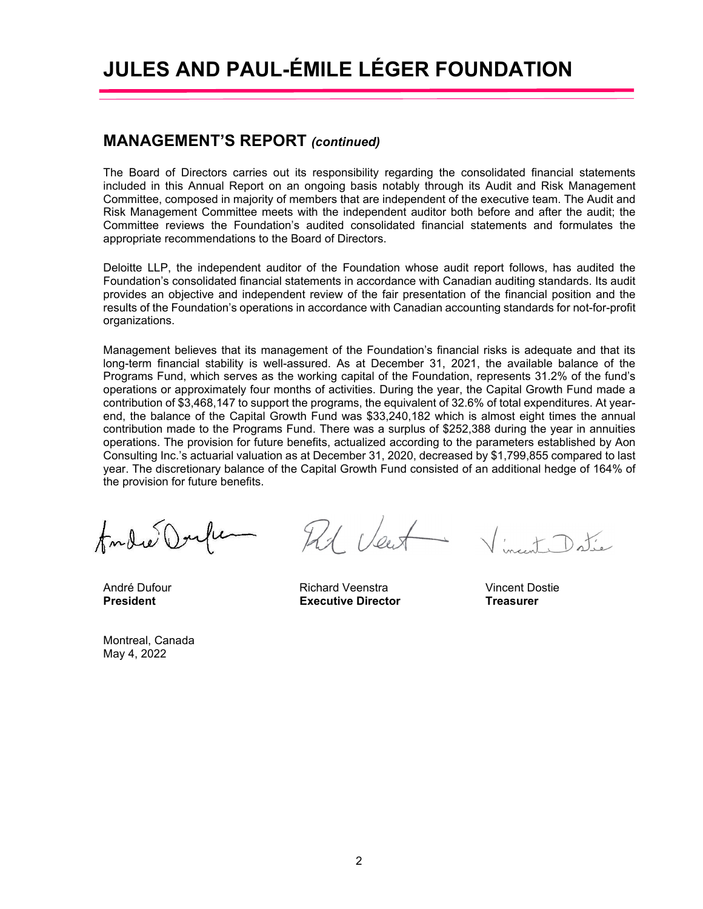# JULES AND PAUL-ÉMILE LÉGER FOUNDATION

## MANAGEMENT'S REPORT *(continued)*

The Board of Directors carries out its responsibility regarding the consolidated financial statements included in this Annual Report on an ongoing basis notably through its Audit and Risk Management Committee, composed in majority of members that are independent of the executive team. The Audit and Risk Management Committee meets with the independent auditor both before and after the audit; the Committee reviews the Foundation's audited consolidated financial statements and formulates the appropriate recommendations to the Board of Directors.

Deloitte LLP, the independent auditor of the Foundation whose audit report follows, has audited the Foundation's consolidated financial statements in accordance with Canadian auditing standards. Its audit provides an objective and independent review of the fair presentation of the financial position and the results of the Foundation's operations in accordance with Canadian accounting standards for not-for-profit organizations.

Management believes that its management of the Foundation's financial risks is adequate and that its long-term financial stability is well-assured. As at December 31, 2021, the available balance of the Programs Fund, which serves as the working capital of the Foundation, represents 31.2% of the fund's operations or approximately four months of activities. During the year, the Capital Growth Fund made a contribution of $3,468,147 to support the programs, the equivalent of 32.6% of total expenditures. At year-end, the balance of the Capital Growth Fund was $33,240,182 which is almost eight times the annual contribution made to the Programs Fund. There was a surplus of $252,388 during the year in annuities operations. The provision for future benefits, actualized according to the parameters established by Aon Consulting Inc.'s actuarial valuation as at December 31, 2020, decreased by $1,799,855 compared to last year. The discretionary balance of the Capital Growth Fund consisted of an additional hedge of 164% of the provision for future benefits.

| André Dufour | Richard Veenstra | Vincent Dostie |
|---|---|---|
| **President** | **Executive Director** | **Treasurer** |

Montreal, Canada
May 4, 2022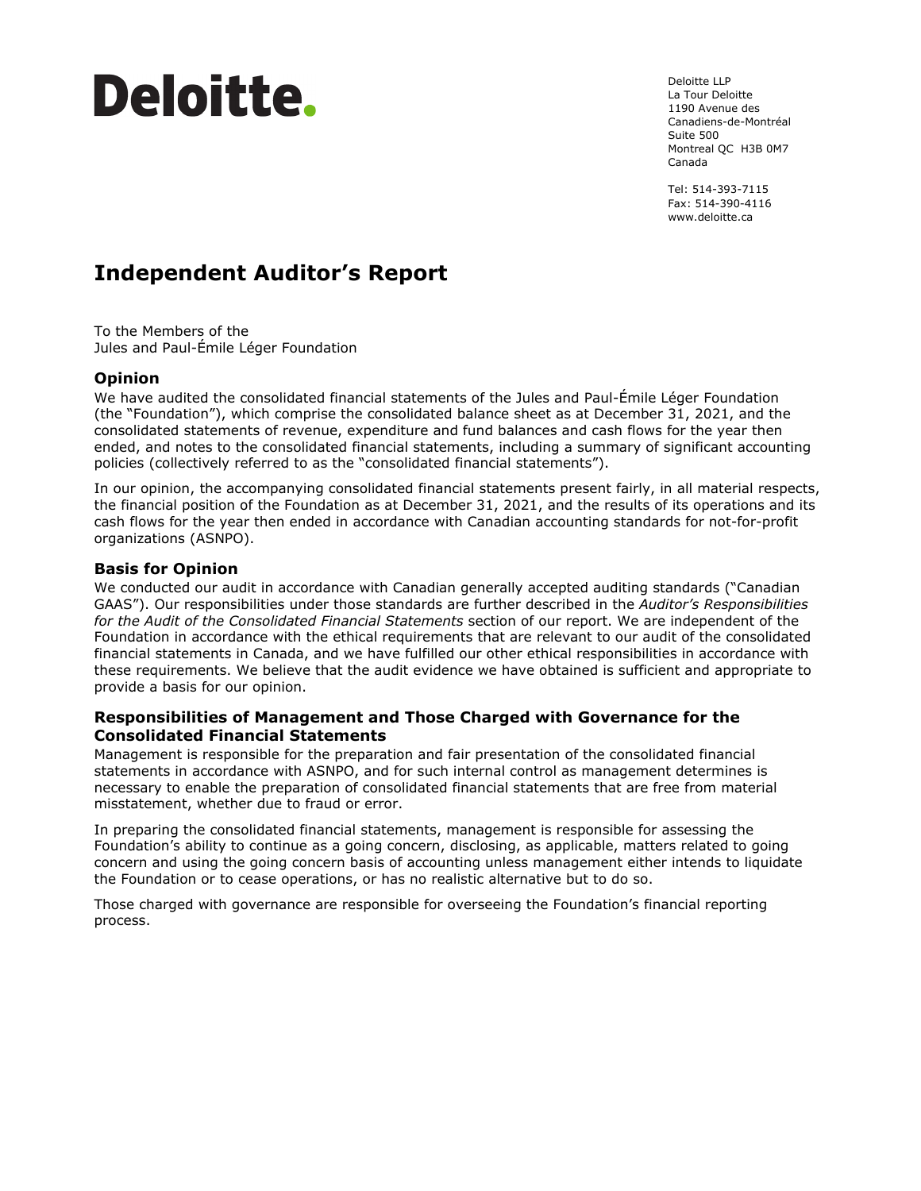Deloitte.

Deloitte LLP
La Tour Deloitte
1190 Avenue des
Canadiens-de-Montréal
Suite 500
Montreal QC H3B 0M7
Canada

Tel: 514-393-7115
Fax: 514-390-4116
www.deloitte.ca

# Independent Auditor's Report

To the Members of the
Jules and Paul-Émile Léger Foundation

### Opinion

We have audited the consolidated financial statements of the Jules and Paul-Émile Léger Foundation (the "Foundation"), which comprise the consolidated balance sheet as at December 31, 2021, and the consolidated statements of revenue, expenditure and fund balances and cash flows for the year then ended, and notes to the consolidated financial statements, including a summary of significant accounting policies (collectively referred to as the "consolidated financial statements").

In our opinion, the accompanying consolidated financial statements present fairly, in all material respects, the financial position of the Foundation as at December 31, 2021, and the results of its operations and its cash flows for the year then ended in accordance with Canadian accounting standards for not-for-profit organizations (ASNPO).

### Basis for Opinion

We conducted our audit in accordance with Canadian generally accepted auditing standards ("Canadian GAAS"). Our responsibilities under those standards are further described in the *Auditor's Responsibilities for the Audit of the Consolidated Financial Statements* section of our report. We are independent of the Foundation in accordance with the ethical requirements that are relevant to our audit of the consolidated financial statements in Canada, and we have fulfilled our other ethical responsibilities in accordance with these requirements. We believe that the audit evidence we have obtained is sufficient and appropriate to provide a basis for our opinion.

### Responsibilities of Management and Those Charged with Governance for the Consolidated Financial Statements

Management is responsible for the preparation and fair presentation of the consolidated financial statements in accordance with ASNPO, and for such internal control as management determines is necessary to enable the preparation of consolidated financial statements that are free from material misstatement, whether due to fraud or error.

In preparing the consolidated financial statements, management is responsible for assessing the Foundation's ability to continue as a going concern, disclosing, as applicable, matters related to going concern and using the going concern basis of accounting unless management either intends to liquidate the Foundation or to cease operations, or has no realistic alternative but to do so.

Those charged with governance are responsible for overseeing the Foundation's financial reporting process.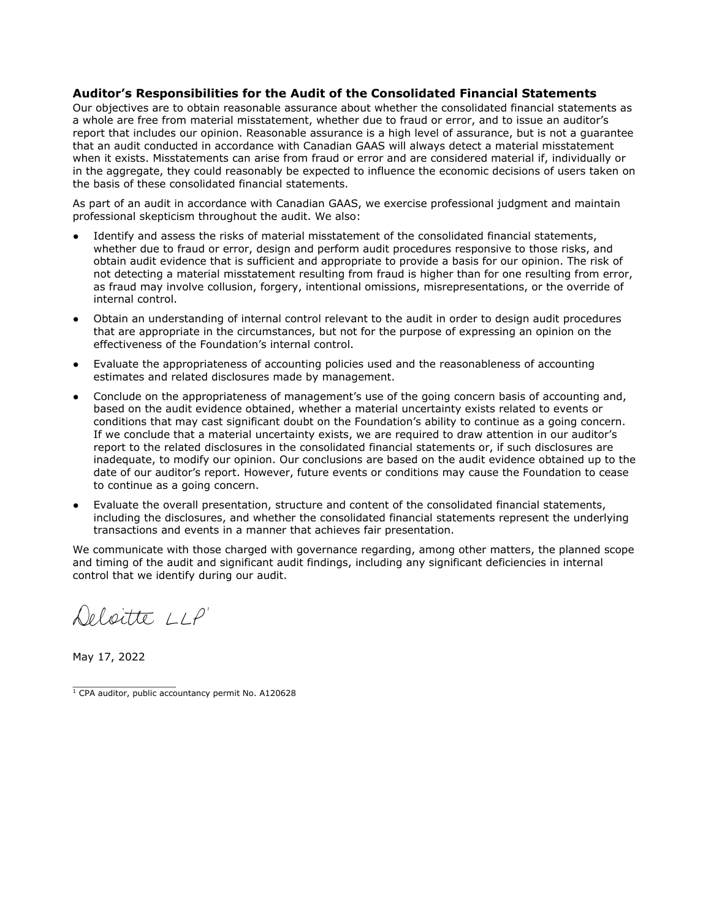## Auditor's Responsibilities for the Audit of the Consolidated Financial Statements

Our objectives are to obtain reasonable assurance about whether the consolidated financial statements as a whole are free from material misstatement, whether due to fraud or error, and to issue an auditor's report that includes our opinion. Reasonable assurance is a high level of assurance, but is not a guarantee that an audit conducted in accordance with Canadian GAAS will always detect a material misstatement when it exists. Misstatements can arise from fraud or error and are considered material if, individually or in the aggregate, they could reasonably be expected to influence the economic decisions of users taken on the basis of these consolidated financial statements.

As part of an audit in accordance with Canadian GAAS, we exercise professional judgment and maintain professional skepticism throughout the audit. We also:

- Identify and assess the risks of material misstatement of the consolidated financial statements, whether due to fraud or error, design and perform audit procedures responsive to those risks, and obtain audit evidence that is sufficient and appropriate to provide a basis for our opinion. The risk of not detecting a material misstatement resulting from fraud is higher than for one resulting from error, as fraud may involve collusion, forgery, intentional omissions, misrepresentations, or the override of internal control.
- Obtain an understanding of internal control relevant to the audit in order to design audit procedures that are appropriate in the circumstances, but not for the purpose of expressing an opinion on the effectiveness of the Foundation's internal control.
- Evaluate the appropriateness of accounting policies used and the reasonableness of accounting estimates and related disclosures made by management.
- Conclude on the appropriateness of management's use of the going concern basis of accounting and, based on the audit evidence obtained, whether a material uncertainty exists related to events or conditions that may cast significant doubt on the Foundation's ability to continue as a going concern. If we conclude that a material uncertainty exists, we are required to draw attention in our auditor's report to the related disclosures in the consolidated financial statements or, if such disclosures are inadequate, to modify our opinion. Our conclusions are based on the audit evidence obtained up to the date of our auditor's report. However, future events or conditions may cause the Foundation to cease to continue as a going concern.
- Evaluate the overall presentation, structure and content of the consolidated financial statements, including the disclosures, and whether the consolidated financial statements represent the underlying transactions and events in a manner that achieves fair presentation.

We communicate with those charged with governance regarding, among other matters, the planned scope and timing of the audit and significant audit findings, including any significant deficiencies in internal control that we identify during our audit.

Deloitte LLP[1]

May 17, 2022

[1] CPA auditor, public accountancy permit No. A120628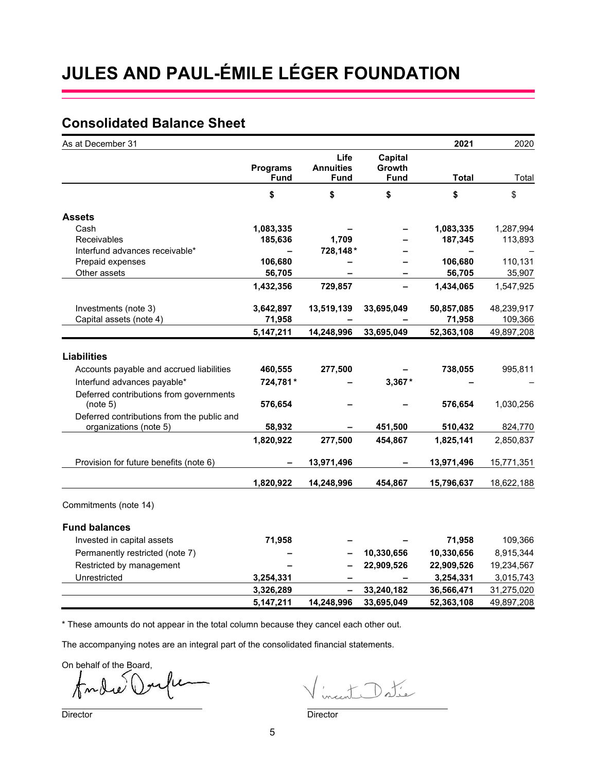# JULES AND PAUL-ÉMILE LÉGER FOUNDATION

## Consolidated Balance Sheet

| As at December 31 | | | | **2021** | 2020 |
|---|---|---|---|---|---|
| | **Programs Fund** | **Life Annuities Fund** | **Capital Growth Fund** | **Total** | Total |
| | **$** | **$** | **$** | **$** | $ |
| **Assets** | | | | | |
| Cash | **1,083,335** | **–** | **–** | **1,083,335** | 1,287,994 |
| Receivables | **185,636** | **1,709** | **–** | **187,345** | 113,893 |
| Interfund advances receivable* | **–** | **728,148*** | **–** | **–** | – |
| Prepaid expenses | **106,680** | **–** | **–** | **106,680** | 110,131 |
| Other assets | **56,705** | **–** | **–** | **56,705** | 35,907 |
| | **1,432,356** | **729,857** | **–** | **1,434,065** | 1,547,925 |
| Investments (note 3) | **3,642,897** | **13,519,139** | **33,695,049** | **50,857,085** | 48,239,917 |
| Capital assets (note 4) | **71,958** | **–** | **–** | **71,958** | 109,366 |
| | **5,147,211** | **14,248,996** | **33,695,049** | **52,363,108** | 49,897,208 |
| **Liabilities** | | | | | |
| Accounts payable and accrued liabilities | **460,555** | **277,500** | **–** | **738,055** | 995,811 |
| Interfund advances payable* | **724,781*** | **–** | **3,367*** | **–** | – |
| Deferred contributions from governments (note 5) | **576,654** | **–** | **–** | **576,654** | 1,030,256 |
| Deferred contributions from the public and organizations (note 5) | **58,932** | **–** | **451,500** | **510,432** | 824,770 |
| | **1,820,922** | **277,500** | **454,867** | **1,825,141** | 2,850,837 |
| Provision for future benefits (note 6) | **–** | **13,971,496** | **–** | **13,971,496** | 15,771,351 |
| | **1,820,922** | **14,248,996** | **454,867** | **15,796,637** | 18,622,188 |
| Commitments (note 14) | | | | | |
| **Fund balances** | | | | | |
| Invested in capital assets | **71,958** | **–** | **–** | **71,958** | 109,366 |
| Permanently restricted (note 7) | **–** | **–** | **10,330,656** | **10,330,656** | 8,915,344 |
| Restricted by management | **–** | **–** | **22,909,526** | **22,909,526** | 19,234,567 |
| Unrestricted | **3,254,331** | **–** | **–** | **3,254,331** | 3,015,743 |
| | **3,326,289** | **–** | **33,240,182** | **36,566,471** | 31,275,020 |
| | **5,147,211** | **14,248,996** | **33,695,049** | **52,363,108** | 49,897,208 |

\* These amounts do not appear in the total column because they cancel each other out.

The accompanying notes are an integral part of the consolidated financial statements.

On behalf of the Board,

Director

Director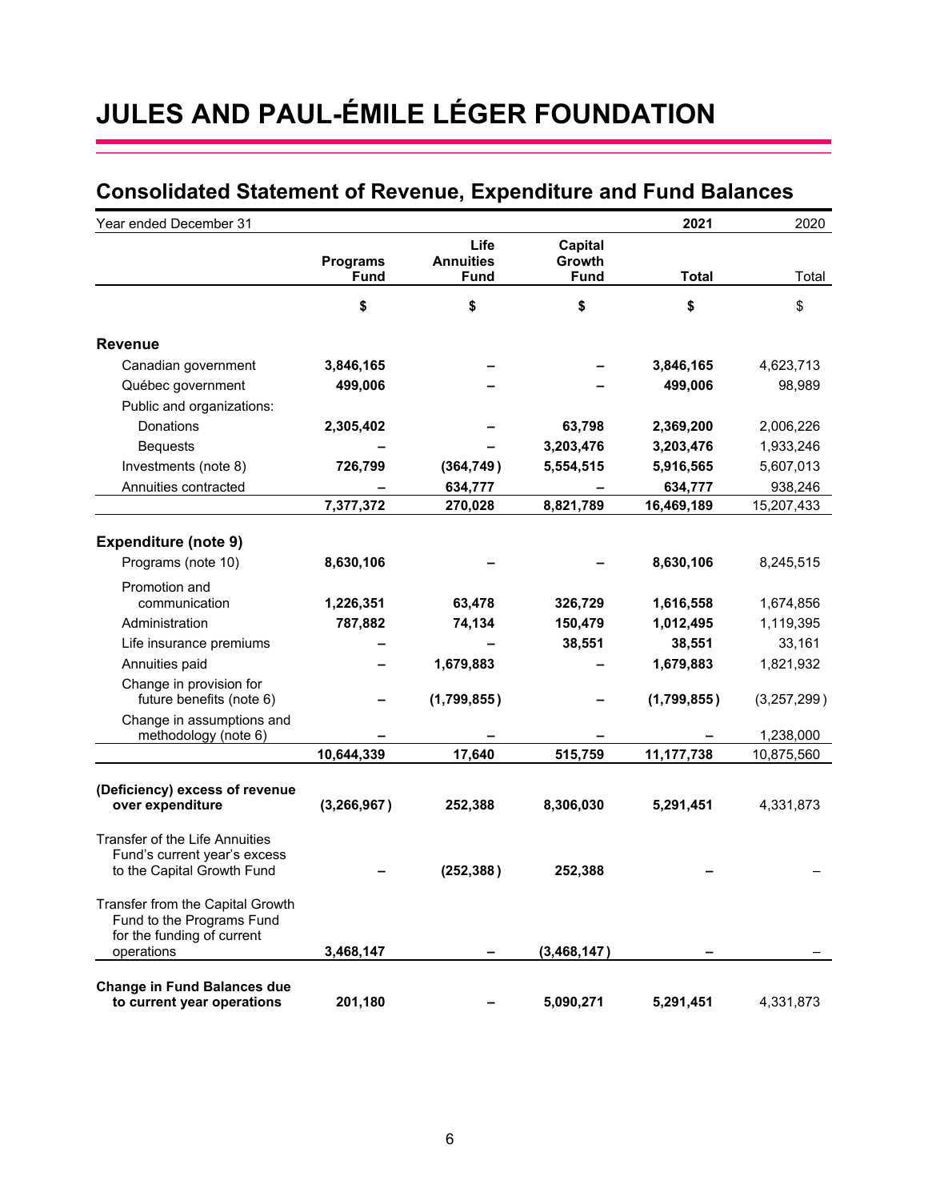# JULES AND PAUL-ÉMILE LÉGER FOUNDATION

## Consolidated Statement of Revenue, Expenditure and Fund Balances

| Year ended December 31 | | | | 2021 | 2020 |
|---|---|---|---|---|---|
| | Programs Fund | Life Annuities Fund | Capital Growth Fund | Total | Total |
| | $ | $ | $ | $ | $ |
| **Revenue** | | | | | |
| Canadian government | 3,846,165 | – | – | 3,846,165 | 4,623,713 |
| Québec government | 499,006 | – | – | 499,006 | 98,989 |
| Public and organizations: | | | | | |
| Donations | 2,305,402 | – | 63,798 | 2,369,200 | 2,006,226 |
| Bequests | – | – | 3,203,476 | 3,203,476 | 1,933,246 |
| Investments (note 8) | 726,799 | (364,749) | 5,554,515 | 5,916,565 | 5,607,013 |
| Annuities contracted | – | 634,777 | – | 634,777 | 938,246 |
| | 7,377,372 | 270,028 | 8,821,789 | 16,469,189 | 15,207,433 |
| **Expenditure (note 9)** | | | | | |
| Programs (note 10) | 8,630,106 | – | – | 8,630,106 | 8,245,515 |
| Promotion and communication | 1,226,351 | 63,478 | 326,729 | 1,616,558 | 1,674,856 |
| Administration | 787,882 | 74,134 | 150,479 | 1,012,495 | 1,119,395 |
| Life insurance premiums | – | – | 38,551 | 38,551 | 33,161 |
| Annuities paid | – | 1,679,883 | – | 1,679,883 | 1,821,932 |
| Change in provision for future benefits (note 6) | – | (1,799,855) | – | (1,799,855) | (3,257,299) |
| Change in assumptions and methodology (note 6) | – | – | – | – | 1,238,000 |
| | 10,644,339 | 17,640 | 515,759 | 11,177,738 | 10,875,560 |
| **(Deficiency) excess of revenue over expenditure** | (3,266,967) | 252,388 | 8,306,030 | 5,291,451 | 4,331,873 |
| Transfer of the Life Annuities Fund's current year's excess to the Capital Growth Fund | – | (252,388) | 252,388 | – | – |
| Transfer from the Capital Growth Fund to the Programs Fund for the funding of current operations | 3,468,147 | – | (3,468,147) | – | – |
| **Change in Fund Balances due to current year operations** | 201,180 | – | 5,090,271 | 5,291,451 | 4,331,873 |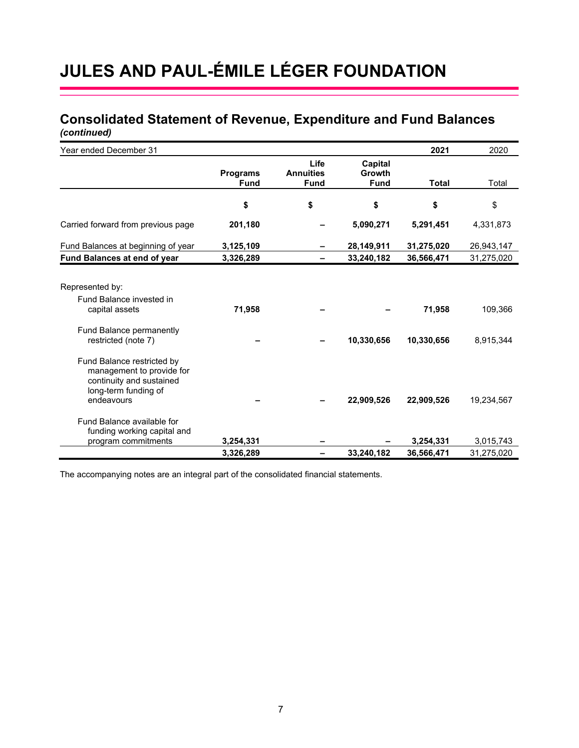# JULES AND PAUL-ÉMILE LÉGER FOUNDATION

## Consolidated Statement of Revenue, Expenditure and Fund Balances
*(continued)*

| Year ended December 31 | | | | **2021** | 2020 |
|---|---|---|---|---|---|
| | **Programs Fund** | **Life Annuities Fund** | **Capital Growth Fund** | **Total** | Total |
| | **$** | **$** | **$** | **$** | $ |
| Carried forward from previous page | **201,180** | **–** | **5,090,271** | **5,291,451** | 4,331,873 |
| Fund Balances at beginning of year | **3,125,109** | **–** | **28,149,911** | **31,275,020** | 26,943,147 |
| **Fund Balances at end of year** | **3,326,289** | **–** | **33,240,182** | **36,566,471** | 31,275,020 |
| Represented by: | | | | | |
| Fund Balance invested in capital assets | **71,958** | **–** | **–** | **71,958** | 109,366 |
| Fund Balance permanently restricted (note 7) | **–** | **–** | **10,330,656** | **10,330,656** | 8,915,344 |
| Fund Balance restricted by management to provide for continuity and sustained long-term funding of endeavours | **–** | **–** | **22,909,526** | **22,909,526** | 19,234,567 |
| Fund Balance available for funding working capital and program commitments | **3,254,331** | **–** | **–** | **3,254,331** | 3,015,743 |
| | **3,326,289** | **–** | **33,240,182** | **36,566,471** | 31,275,020 |

The accompanying notes are an integral part of the consolidated financial statements.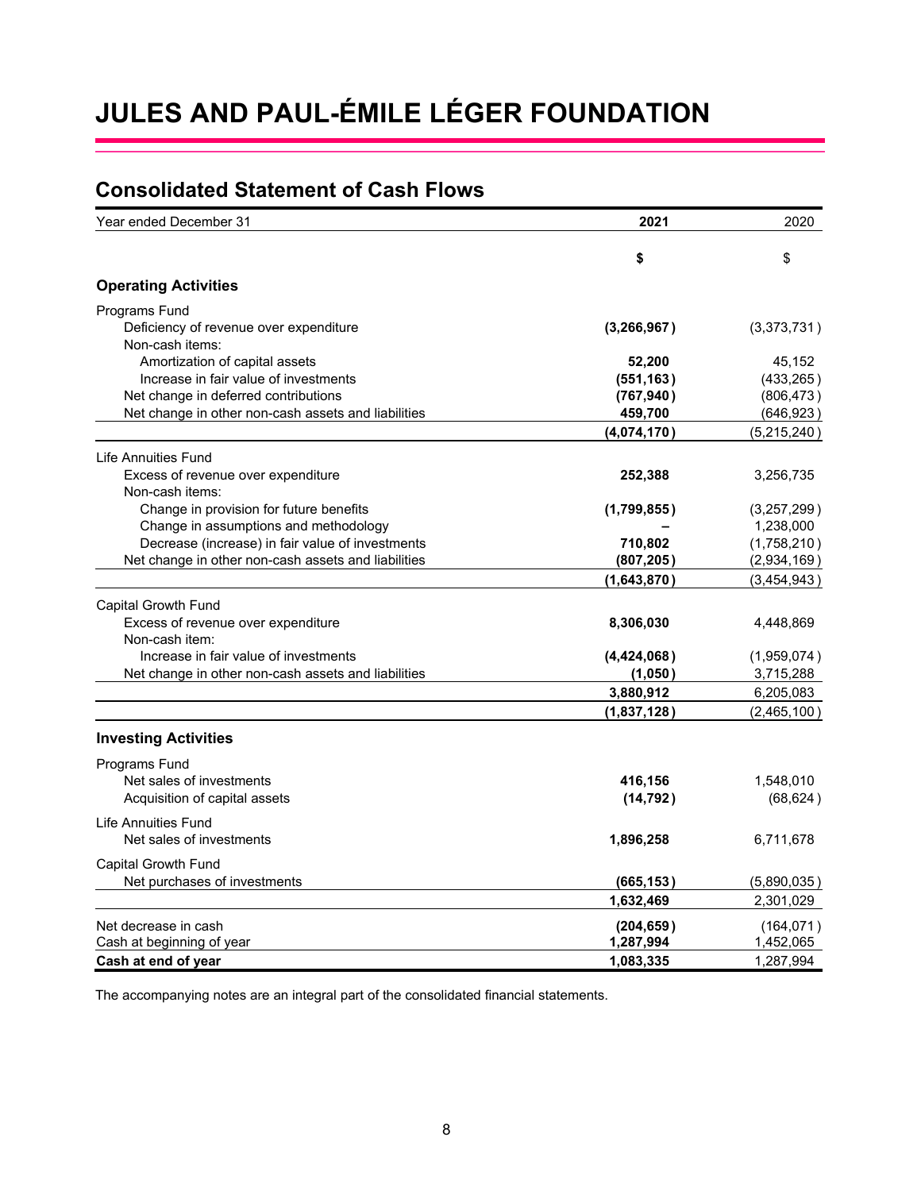# JULES AND PAUL-ÉMILE LÉGER FOUNDATION

## Consolidated Statement of Cash Flows

| Year ended December 31 | **2021** | 2020 |
|---|---|---|
| | **$** | $ |
| **Operating Activities** | | |
| Programs Fund | | |
| Deficiency of revenue over expenditure | **(3,266,967)** | (3,373,731) |
| Non-cash items: | | |
| Amortization of capital assets | **52,200** | 45,152 |
| Increase in fair value of investments | **(551,163)** | (433,265) |
| Net change in deferred contributions | **(767,940)** | (806,473) |
| Net change in other non-cash assets and liabilities | **459,700** | (646,923) |
| | **(4,074,170)** | (5,215,240) |
| Life Annuities Fund | | |
| Excess of revenue over expenditure | **252,388** | 3,256,735 |
| Non-cash items: | | |
| Change in provision for future benefits | **(1,799,855)** | (3,257,299) |
| Change in assumptions and methodology | **–** | 1,238,000 |
| Decrease (increase) in fair value of investments | **710,802** | (1,758,210) |
| Net change in other non-cash assets and liabilities | **(807,205)** | (2,934,169) |
| | **(1,643,870)** | (3,454,943) |
| Capital Growth Fund | | |
| Excess of revenue over expenditure | **8,306,030** | 4,448,869 |
| Non-cash item: | | |
| Increase in fair value of investments | **(4,424,068)** | (1,959,074) |
| Net change in other non-cash assets and liabilities | **(1,050)** | 3,715,288 |
| | **3,880,912** | 6,205,083 |
| | **(1,837,128)** | (2,465,100) |
| **Investing Activities** | | |
| Programs Fund | | |
| Net sales of investments | **416,156** | 1,548,010 |
| Acquisition of capital assets | **(14,792)** | (68,624) |
| Life Annuities Fund | | |
| Net sales of investments | **1,896,258** | 6,711,678 |
| Capital Growth Fund | | |
| Net purchases of investments | **(665,153)** | (5,890,035) |
| | **1,632,469** | 2,301,029 |
| Net decrease in cash | **(204,659)** | (164,071) |
| Cash at beginning of year | **1,287,994** | 1,452,065 |
| **Cash at end of year** | **1,083,335** | 1,287,994 |

The accompanying notes are an integral part of the consolidated financial statements.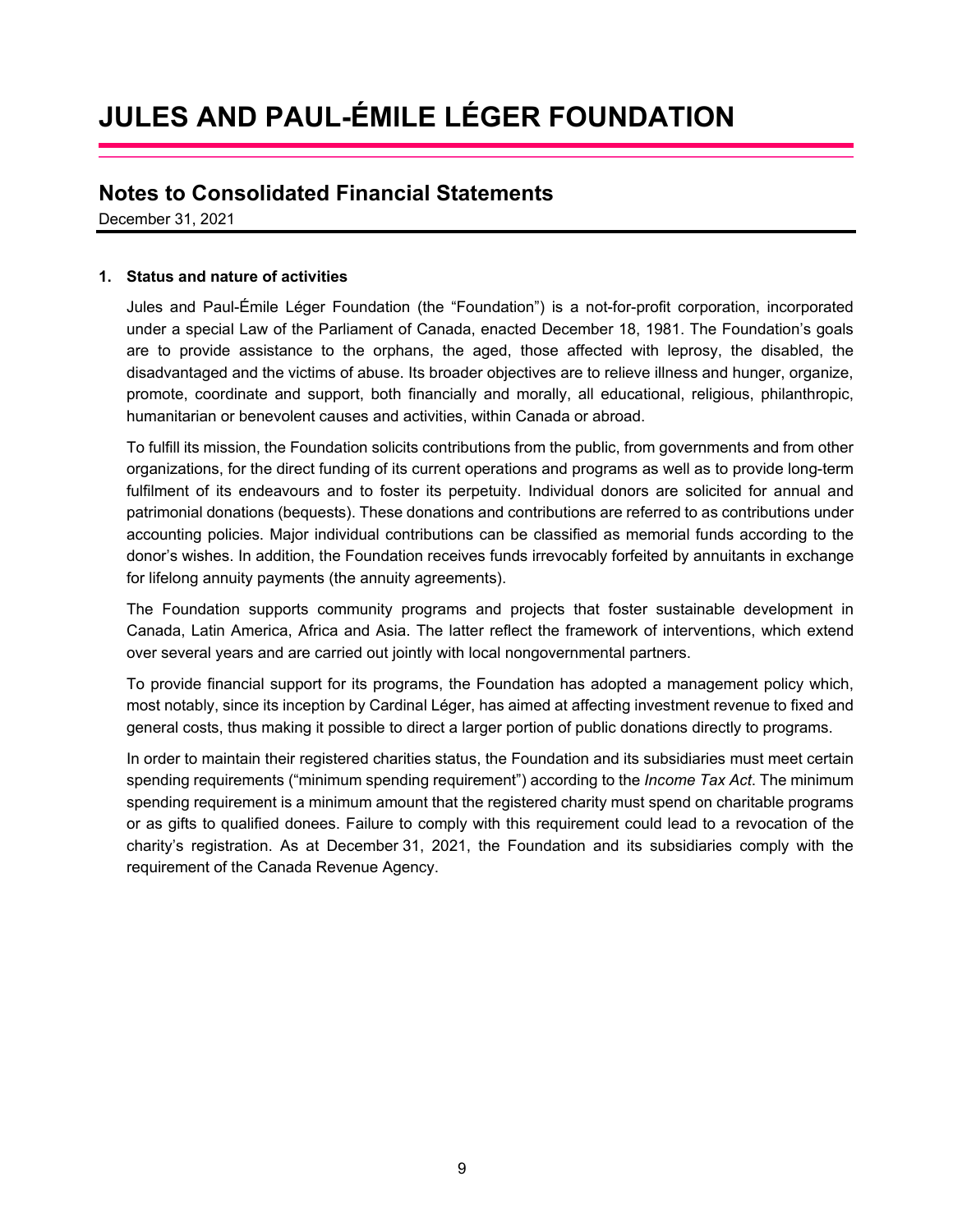# JULES AND PAUL-ÉMILE LÉGER FOUNDATION

## Notes to Consolidated Financial Statements

December 31, 2021

### 1. Status and nature of activities

Jules and Paul-Émile Léger Foundation (the "Foundation") is a not-for-profit corporation, incorporated under a special Law of the Parliament of Canada, enacted December 18, 1981. The Foundation's goals are to provide assistance to the orphans, the aged, those affected with leprosy, the disabled, the disadvantaged and the victims of abuse. Its broader objectives are to relieve illness and hunger, organize, promote, coordinate and support, both financially and morally, all educational, religious, philanthropic, humanitarian or benevolent causes and activities, within Canada or abroad.

To fulfill its mission, the Foundation solicits contributions from the public, from governments and from other organizations, for the direct funding of its current operations and programs as well as to provide long-term fulfilment of its endeavours and to foster its perpetuity. Individual donors are solicited for annual and patrimonial donations (bequests). These donations and contributions are referred to as contributions under accounting policies. Major individual contributions can be classified as memorial funds according to the donor's wishes. In addition, the Foundation receives funds irrevocably forfeited by annuitants in exchange for lifelong annuity payments (the annuity agreements).

The Foundation supports community programs and projects that foster sustainable development in Canada, Latin America, Africa and Asia. The latter reflect the framework of interventions, which extend over several years and are carried out jointly with local nongovernmental partners.

To provide financial support for its programs, the Foundation has adopted a management policy which, most notably, since its inception by Cardinal Léger, has aimed at affecting investment revenue to fixed and general costs, thus making it possible to direct a larger portion of public donations directly to programs.

In order to maintain their registered charities status, the Foundation and its subsidiaries must meet certain spending requirements ("minimum spending requirement") according to the *Income Tax Act*. The minimum spending requirement is a minimum amount that the registered charity must spend on charitable programs or as gifts to qualified donees. Failure to comply with this requirement could lead to a revocation of the charity's registration. As at December 31, 2021, the Foundation and its subsidiaries comply with the requirement of the Canada Revenue Agency.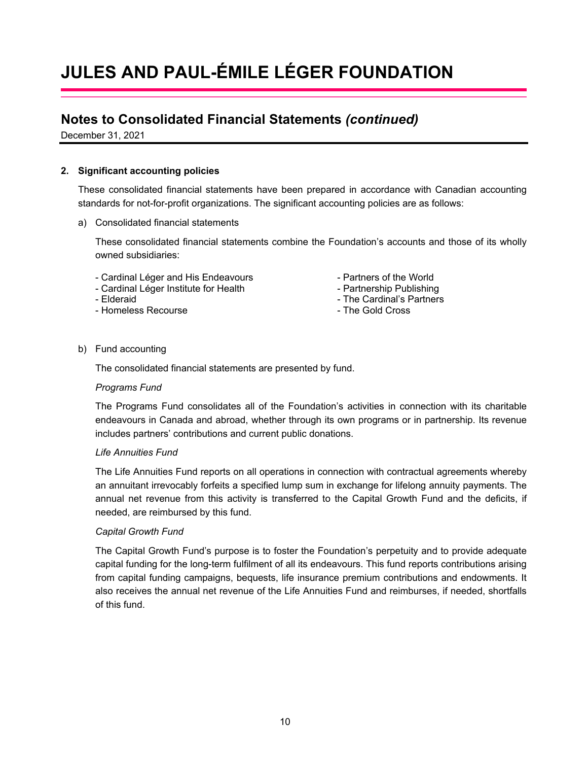## 2. Significant accounting policies

These consolidated financial statements have been prepared in accordance with Canadian accounting standards for not-for-profit organizations. The significant accounting policies are as follows:

a) Consolidated financial statements

These consolidated financial statements combine the Foundation's accounts and those of its wholly owned subsidiaries:

- Cardinal Léger and His Endeavours
- Cardinal Léger Institute for Health
- Elderaid
- Homeless Recourse
- Partners of the World
- Partnership Publishing
- The Cardinal's Partners
- The Gold Cross

b) Fund accounting

The consolidated financial statements are presented by fund.

*Programs Fund*

The Programs Fund consolidates all of the Foundation's activities in connection with its charitable endeavours in Canada and abroad, whether through its own programs or in partnership. Its revenue includes partners' contributions and current public donations.

*Life Annuities Fund*

The Life Annuities Fund reports on all operations in connection with contractual agreements whereby an annuitant irrevocably forfeits a specified lump sum in exchange for lifelong annuity payments. The annual net revenue from this activity is transferred to the Capital Growth Fund and the deficits, if needed, are reimbursed by this fund.

*Capital Growth Fund*

The Capital Growth Fund's purpose is to foster the Foundation's perpetuity and to provide adequate capital funding for the long-term fulfilment of all its endeavours. This fund reports contributions arising from capital funding campaigns, bequests, life insurance premium contributions and endowments. It also receives the annual net revenue of the Life Annuities Fund and reimburses, if needed, shortfalls of this fund.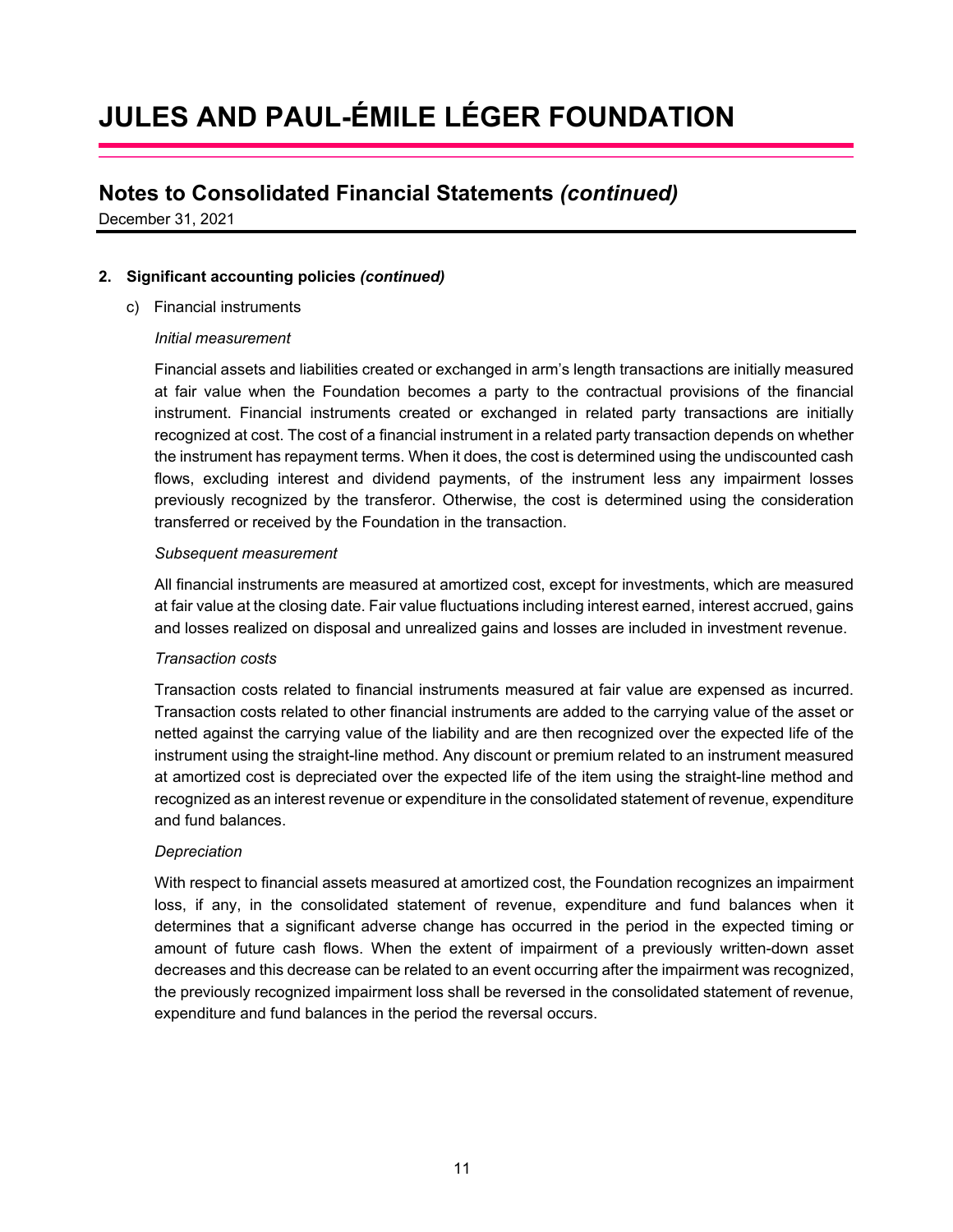## 2. Significant accounting policies *(continued)*

c) Financial instruments

*Initial measurement*

Financial assets and liabilities created or exchanged in arm's length transactions are initially measured at fair value when the Foundation becomes a party to the contractual provisions of the financial instrument. Financial instruments created or exchanged in related party transactions are initially recognized at cost. The cost of a financial instrument in a related party transaction depends on whether the instrument has repayment terms. When it does, the cost is determined using the undiscounted cash flows, excluding interest and dividend payments, of the instrument less any impairment losses previously recognized by the transferor. Otherwise, the cost is determined using the consideration transferred or received by the Foundation in the transaction.

*Subsequent measurement*

All financial instruments are measured at amortized cost, except for investments, which are measured at fair value at the closing date. Fair value fluctuations including interest earned, interest accrued, gains and losses realized on disposal and unrealized gains and losses are included in investment revenue.

*Transaction costs*

Transaction costs related to financial instruments measured at fair value are expensed as incurred. Transaction costs related to other financial instruments are added to the carrying value of the asset or netted against the carrying value of the liability and are then recognized over the expected life of the instrument using the straight-line method. Any discount or premium related to an instrument measured at amortized cost is depreciated over the expected life of the item using the straight-line method and recognized as an interest revenue or expenditure in the consolidated statement of revenue, expenditure and fund balances.

*Depreciation*

With respect to financial assets measured at amortized cost, the Foundation recognizes an impairment loss, if any, in the consolidated statement of revenue, expenditure and fund balances when it determines that a significant adverse change has occurred in the period in the expected timing or amount of future cash flows. When the extent of impairment of a previously written-down asset decreases and this decrease can be related to an event occurring after the impairment was recognized, the previously recognized impairment loss shall be reversed in the consolidated statement of revenue, expenditure and fund balances in the period the reversal occurs.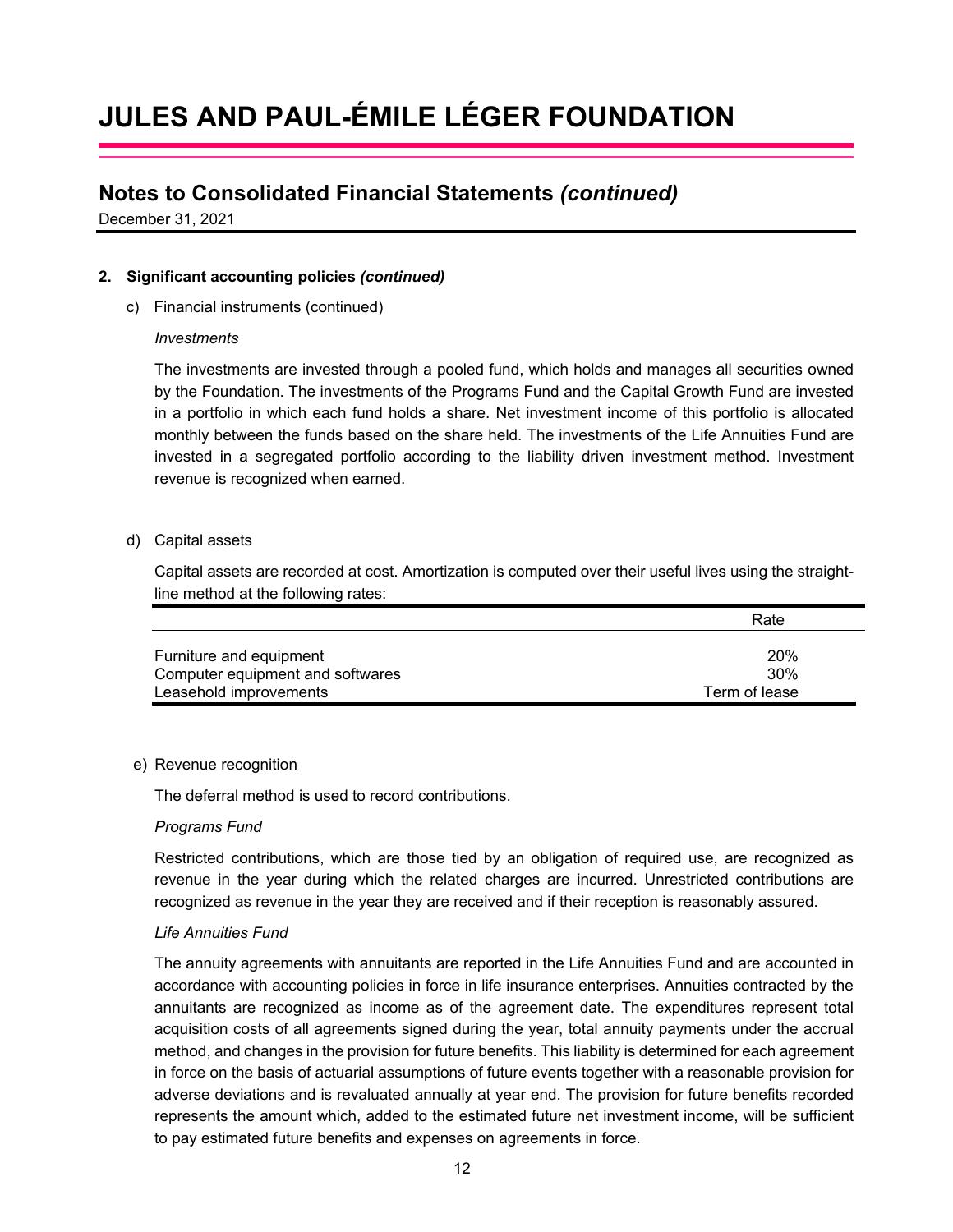## 2. Significant accounting policies *(continued)*

c) Financial instruments (continued)

*Investments*

The investments are invested through a pooled fund, which holds and manages all securities owned by the Foundation. The investments of the Programs Fund and the Capital Growth Fund are invested in a portfolio in which each fund holds a share. Net investment income of this portfolio is allocated monthly between the funds based on the share held. The investments of the Life Annuities Fund are invested in a segregated portfolio according to the liability driven investment method. Investment revenue is recognized when earned.

d) Capital assets

Capital assets are recorded at cost. Amortization is computed over their useful lives using the straight-line method at the following rates:

| | Rate |
|---|---|
| Furniture and equipment | 20% |
| Computer equipment and softwares | 30% |
| Leasehold improvements | Term of lease |

e) Revenue recognition

The deferral method is used to record contributions.

*Programs Fund*

Restricted contributions, which are those tied by an obligation of required use, are recognized as revenue in the year during which the related charges are incurred. Unrestricted contributions are recognized as revenue in the year they are received and if their reception is reasonably assured.

*Life Annuities Fund*

The annuity agreements with annuitants are reported in the Life Annuities Fund and are accounted in accordance with accounting policies in force in life insurance enterprises. Annuities contracted by the annuitants are recognized as income as of the agreement date. The expenditures represent total acquisition costs of all agreements signed during the year, total annuity payments under the accrual method, and changes in the provision for future benefits. This liability is determined for each agreement in force on the basis of actuarial assumptions of future events together with a reasonable provision for adverse deviations and is revaluated annually at year end. The provision for future benefits recorded represents the amount which, added to the estimated future net investment income, will be sufficient to pay estimated future benefits and expenses on agreements in force.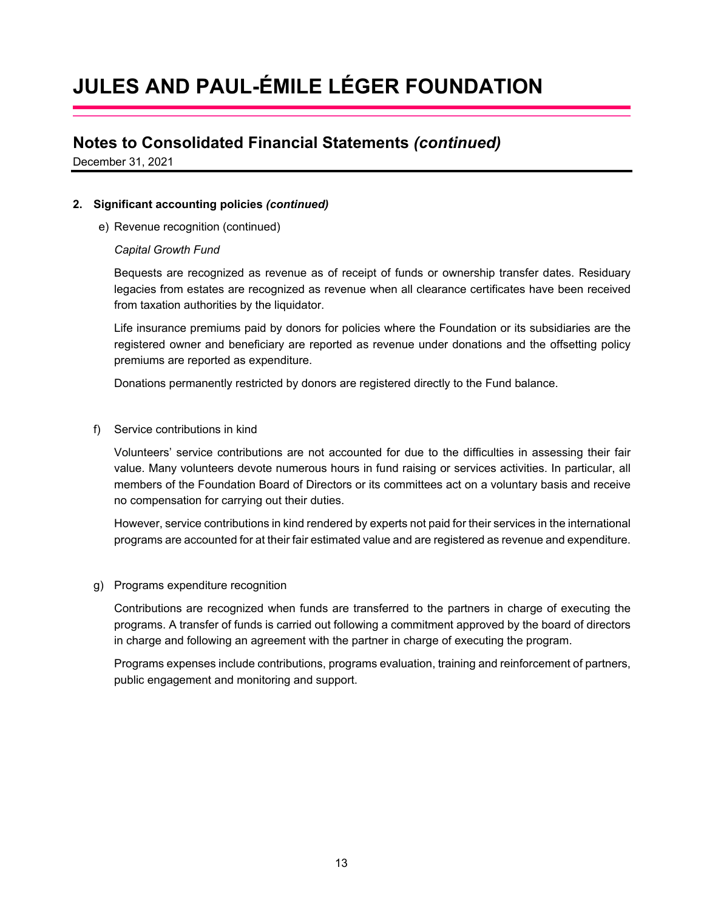# JULES AND PAUL-ÉMILE LÉGER FOUNDATION

## Notes to Consolidated Financial Statements *(continued)*

December 31, 2021

**2. Significant accounting policies *(continued)***

e) Revenue recognition (continued)

*Capital Growth Fund*

Bequests are recognized as revenue as of receipt of funds or ownership transfer dates. Residuary legacies from estates are recognized as revenue when all clearance certificates have been received from taxation authorities by the liquidator.

Life insurance premiums paid by donors for policies where the Foundation or its subsidiaries are the registered owner and beneficiary are reported as revenue under donations and the offsetting policy premiums are reported as expenditure.

Donations permanently restricted by donors are registered directly to the Fund balance.

f) Service contributions in kind

Volunteers' service contributions are not accounted for due to the difficulties in assessing their fair value. Many volunteers devote numerous hours in fund raising or services activities. In particular, all members of the Foundation Board of Directors or its committees act on a voluntary basis and receive no compensation for carrying out their duties.

However, service contributions in kind rendered by experts not paid for their services in the international programs are accounted for at their fair estimated value and are registered as revenue and expenditure.

g) Programs expenditure recognition

Contributions are recognized when funds are transferred to the partners in charge of executing the programs. A transfer of funds is carried out following a commitment approved by the board of directors in charge and following an agreement with the partner in charge of executing the program.

Programs expenses include contributions, programs evaluation, training and reinforcement of partners, public engagement and monitoring and support.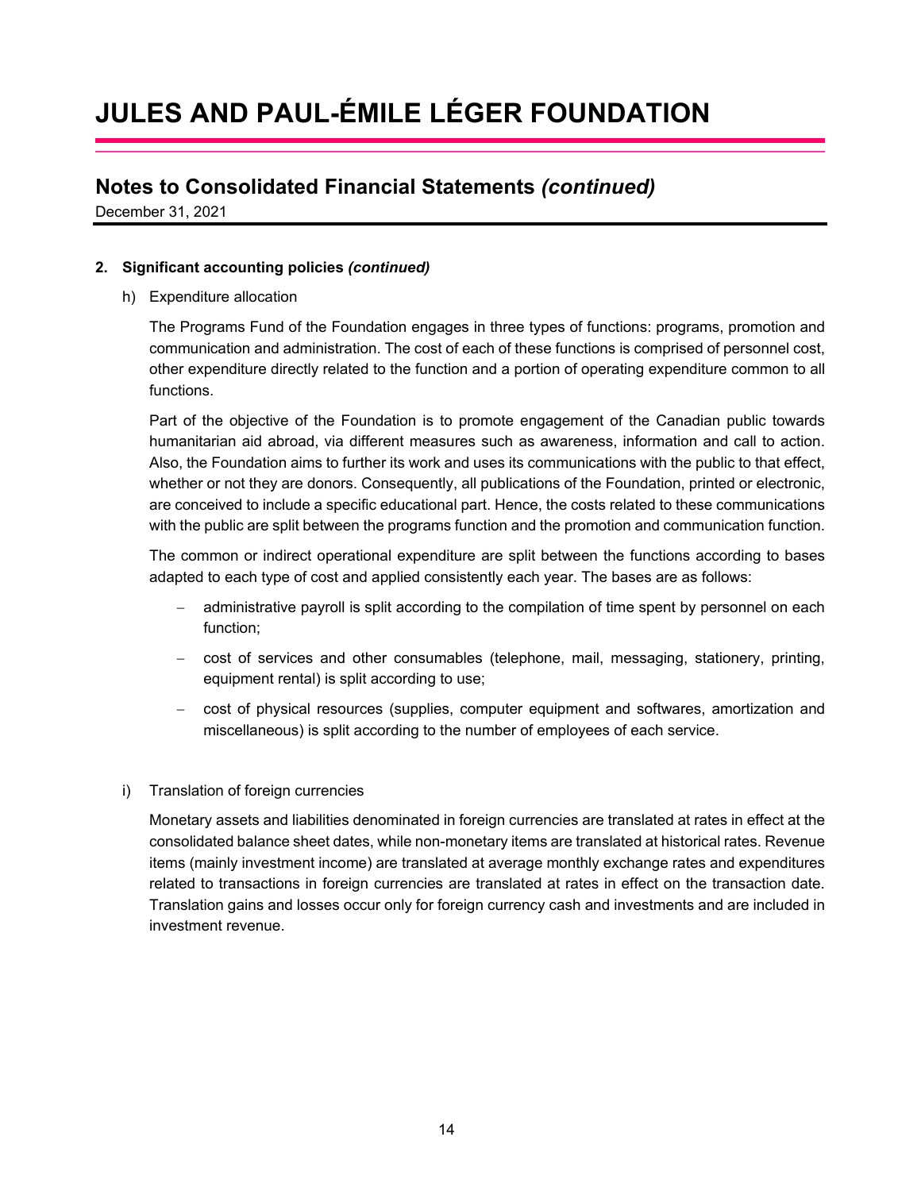## 2. Significant accounting policies *(continued)*

h) Expenditure allocation

The Programs Fund of the Foundation engages in three types of functions: programs, promotion and communication and administration. The cost of each of these functions is comprised of personnel cost, other expenditure directly related to the function and a portion of operating expenditure common to all functions.

Part of the objective of the Foundation is to promote engagement of the Canadian public towards humanitarian aid abroad, via different measures such as awareness, information and call to action. Also, the Foundation aims to further its work and uses its communications with the public to that effect, whether or not they are donors. Consequently, all publications of the Foundation, printed or electronic, are conceived to include a specific educational part. Hence, the costs related to these communications with the public are split between the programs function and the promotion and communication function.

The common or indirect operational expenditure are split between the functions according to bases adapted to each type of cost and applied consistently each year. The bases are as follows:

- administrative payroll is split according to the compilation of time spent by personnel on each function;
- cost of services and other consumables (telephone, mail, messaging, stationery, printing, equipment rental) is split according to use;
- cost of physical resources (supplies, computer equipment and softwares, amortization and miscellaneous) is split according to the number of employees of each service.

i) Translation of foreign currencies

Monetary assets and liabilities denominated in foreign currencies are translated at rates in effect at the consolidated balance sheet dates, while non-monetary items are translated at historical rates. Revenue items (mainly investment income) are translated at average monthly exchange rates and expenditures related to transactions in foreign currencies are translated at rates in effect on the transaction date. Translation gains and losses occur only for foreign currency cash and investments and are included in investment revenue.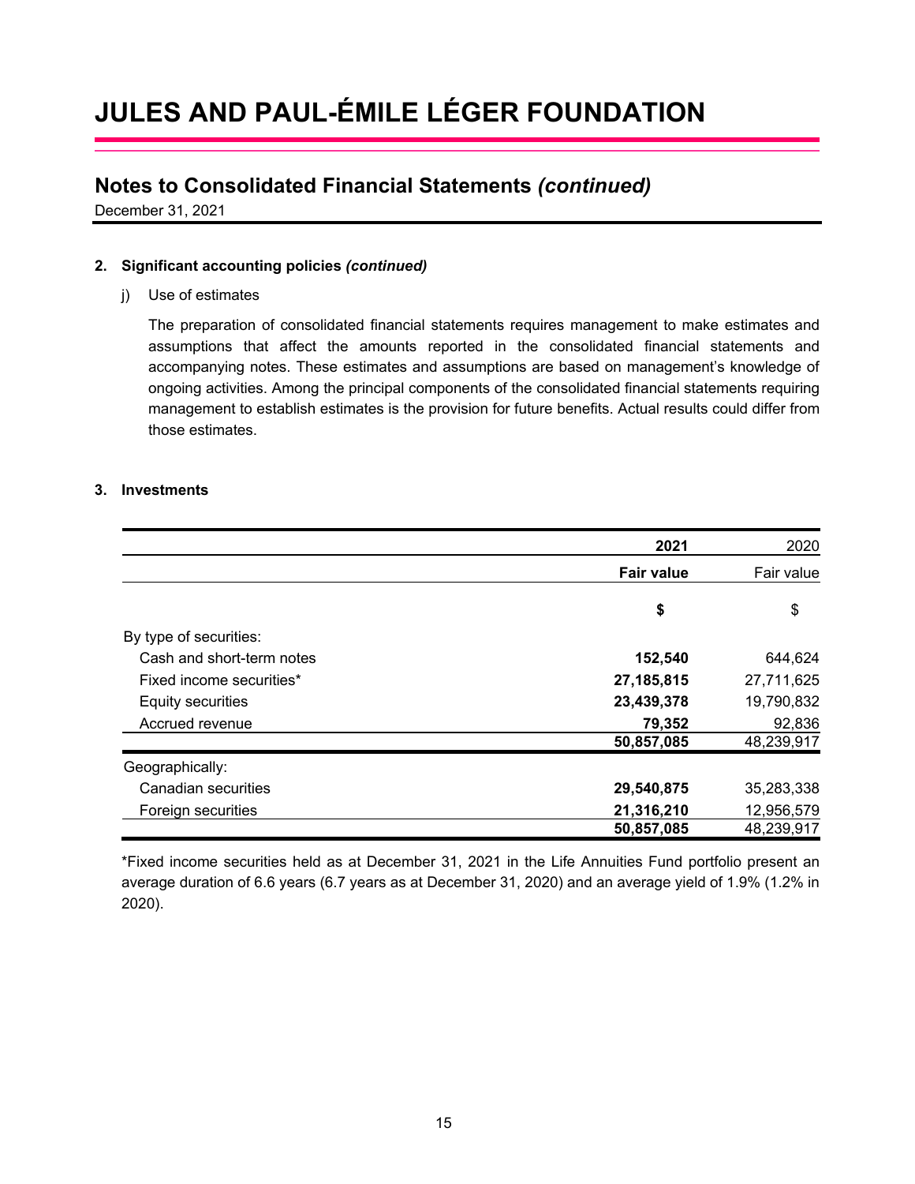# JULES AND PAUL-ÉMILE LÉGER FOUNDATION

## Notes to Consolidated Financial Statements *(continued)*

December 31, 2021

### 2. Significant accounting policies *(continued)*

j) Use of estimates

The preparation of consolidated financial statements requires management to make estimates and assumptions that affect the amounts reported in the consolidated financial statements and accompanying notes. These estimates and assumptions are based on management's knowledge of ongoing activities. Among the principal components of the consolidated financial statements requiring management to establish estimates is the provision for future benefits. Actual results could differ from those estimates.

### 3. Investments

| | **2021** | 2020 |
|---|---|---|
| | **Fair value** | Fair value |
| | **$** | $ |
| By type of securities: | | |
| Cash and short-term notes | **152,540** | 644,624 |
| Fixed income securities* | **27,185,815** | 27,711,625 |
| Equity securities | **23,439,378** | 19,790,832 |
| Accrued revenue | **79,352** | 92,836 |
| | **50,857,085** | 48,239,917 |
| Geographically: | | |
| Canadian securities | **29,540,875** | 35,283,338 |
| Foreign securities | **21,316,210** | 12,956,579 |
| | **50,857,085** | 48,239,917 |

*Fixed income securities held as at December 31, 2021 in the Life Annuities Fund portfolio present an average duration of 6.6 years (6.7 years as at December 31, 2020) and an average yield of 1.9% (1.2% in 2020).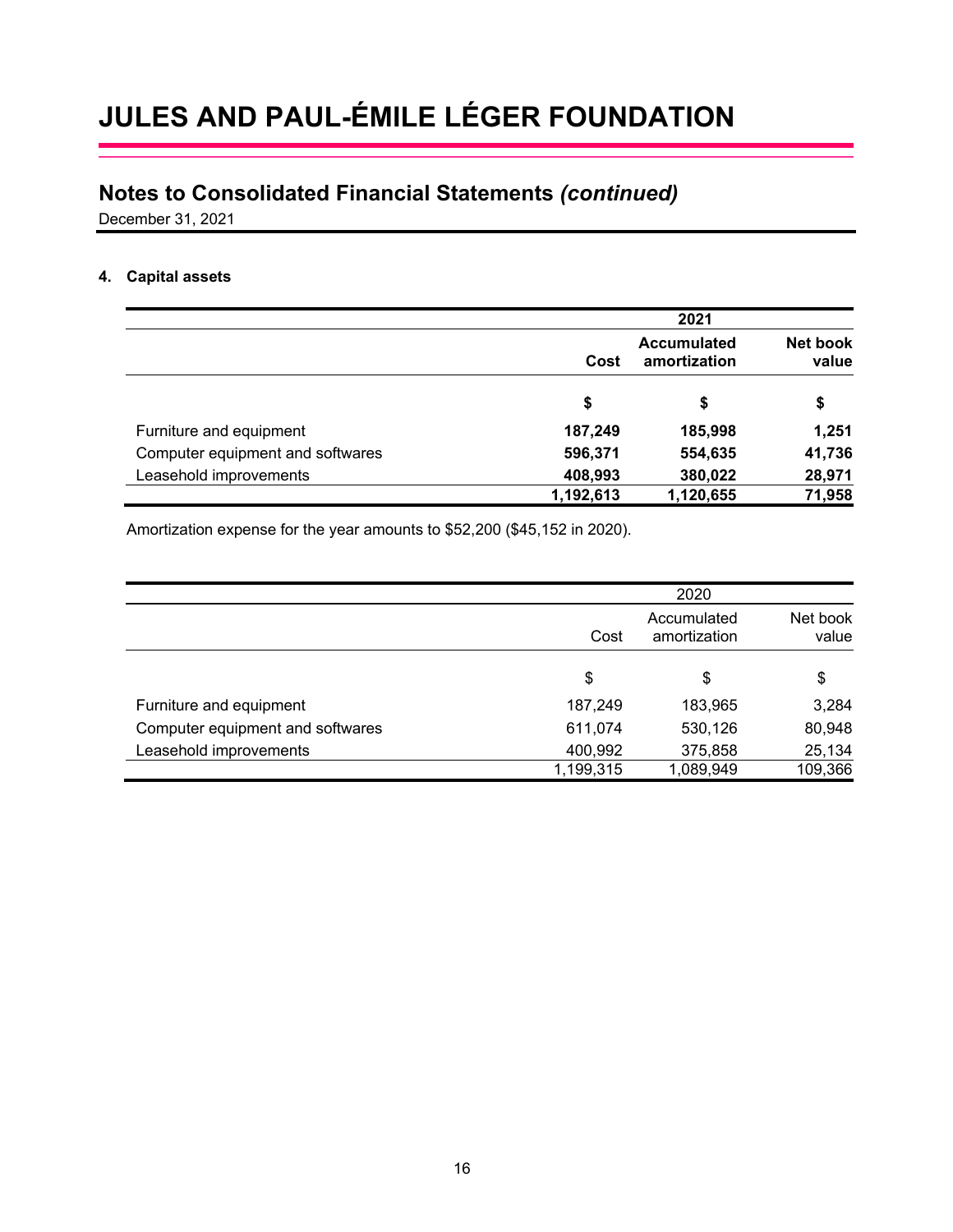# JULES AND PAUL-ÉMILE LÉGER FOUNDATION

## Notes to Consolidated Financial Statements *(continued)*

December 31, 2021

### 4. Capital assets

| | 2021 | | |
|---|---|---|---|
| | **Cost** | **Accumulated amortization** | **Net book value** |
| | **$** | **$** | **$** |
| Furniture and equipment | **187,249** | **185,998** | **1,251** |
| Computer equipment and softwares | **596,371** | **554,635** | **41,736** |
| Leasehold improvements | **408,993** | **380,022** | **28,971** |
| | **1,192,613** | **1,120,655** | **71,958** |

Amortization expense for the year amounts to $52,200 ($45,152 in 2020).

| | 2020 | | |
|---|---|---|---|
| | Cost | Accumulated amortization | Net book value |
| | $ | $ | $ |
| Furniture and equipment | 187,249 | 183,965 | 3,284 |
| Computer equipment and softwares | 611,074 | 530,126 | 80,948 |
| Leasehold improvements | 400,992 | 375,858 | 25,134 |
| | 1,199,315 | 1,089,949 | 109,366 |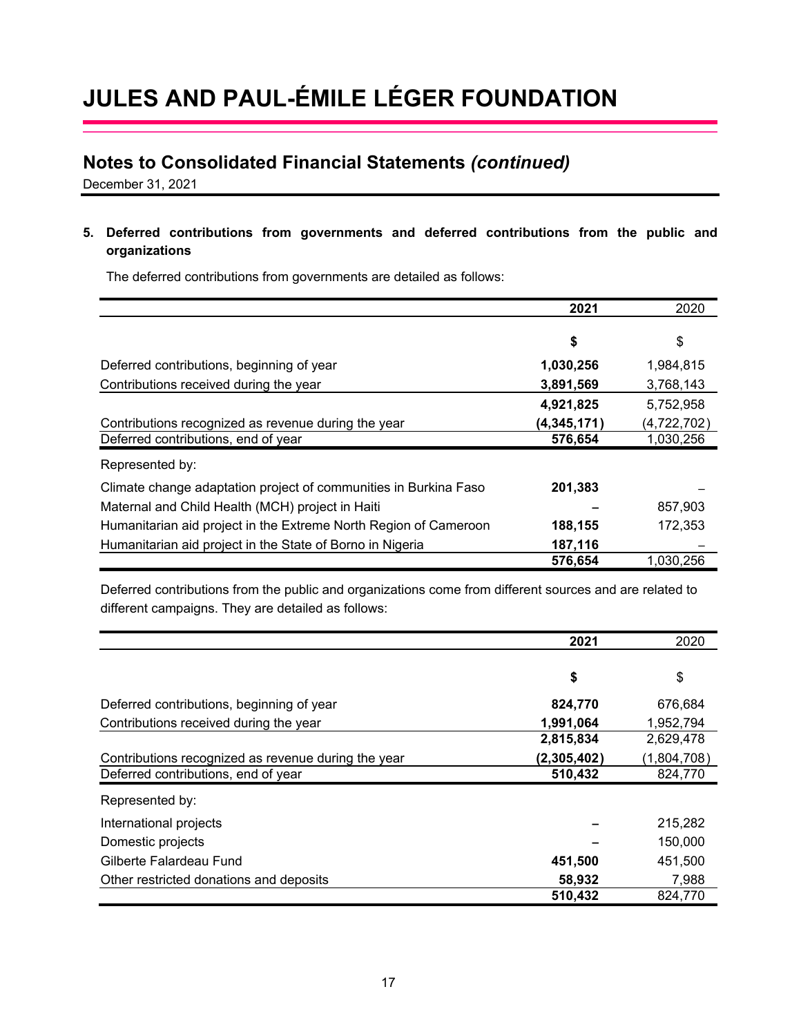# JULES AND PAUL-ÉMILE LÉGER FOUNDATION

## Notes to Consolidated Financial Statements *(continued)*

December 31, 2021

### 5. Deferred contributions from governments and deferred contributions from the public and organizations

The deferred contributions from governments are detailed as follows:

| | **2021** | 2020 |
|---|---|---|
| | **$** | $ |
| Deferred contributions, beginning of year | **1,030,256** | 1,984,815 |
| Contributions received during the year | **3,891,569** | 3,768,143 |
| | **4,921,825** | 5,752,958 |
| Contributions recognized as revenue during the year | **(4,345,171)** | (4,722,702) |
| Deferred contributions, end of year | **576,654** | 1,030,256 |
| Represented by: | | |
| Climate change adaptation project of communities in Burkina Faso | **201,383** | – |
| Maternal and Child Health (MCH) project in Haiti | **–** | 857,903 |
| Humanitarian aid project in the Extreme North Region of Cameroon | **188,155** | 172,353 |
| Humanitarian aid project in the State of Borno in Nigeria | **187,116** | – |
| | **576,654** | 1,030,256 |

Deferred contributions from the public and organizations come from different sources and are related to different campaigns. They are detailed as follows:

| | **2021** | 2020 |
|---|---|---|
| | **$** | $ |
| Deferred contributions, beginning of year | **824,770** | 676,684 |
| Contributions received during the year | **1,991,064** | 1,952,794 |
| | **2,815,834** | 2,629,478 |
| Contributions recognized as revenue during the year | **(2,305,402)** | (1,804,708) |
| Deferred contributions, end of year | **510,432** | 824,770 |
| Represented by: | | |
| International projects | **–** | 215,282 |
| Domestic projects | **–** | 150,000 |
| Gilberte Falardeau Fund | **451,500** | 451,500 |
| Other restricted donations and deposits | **58,932** | 7,988 |
| | **510,432** | 824,770 |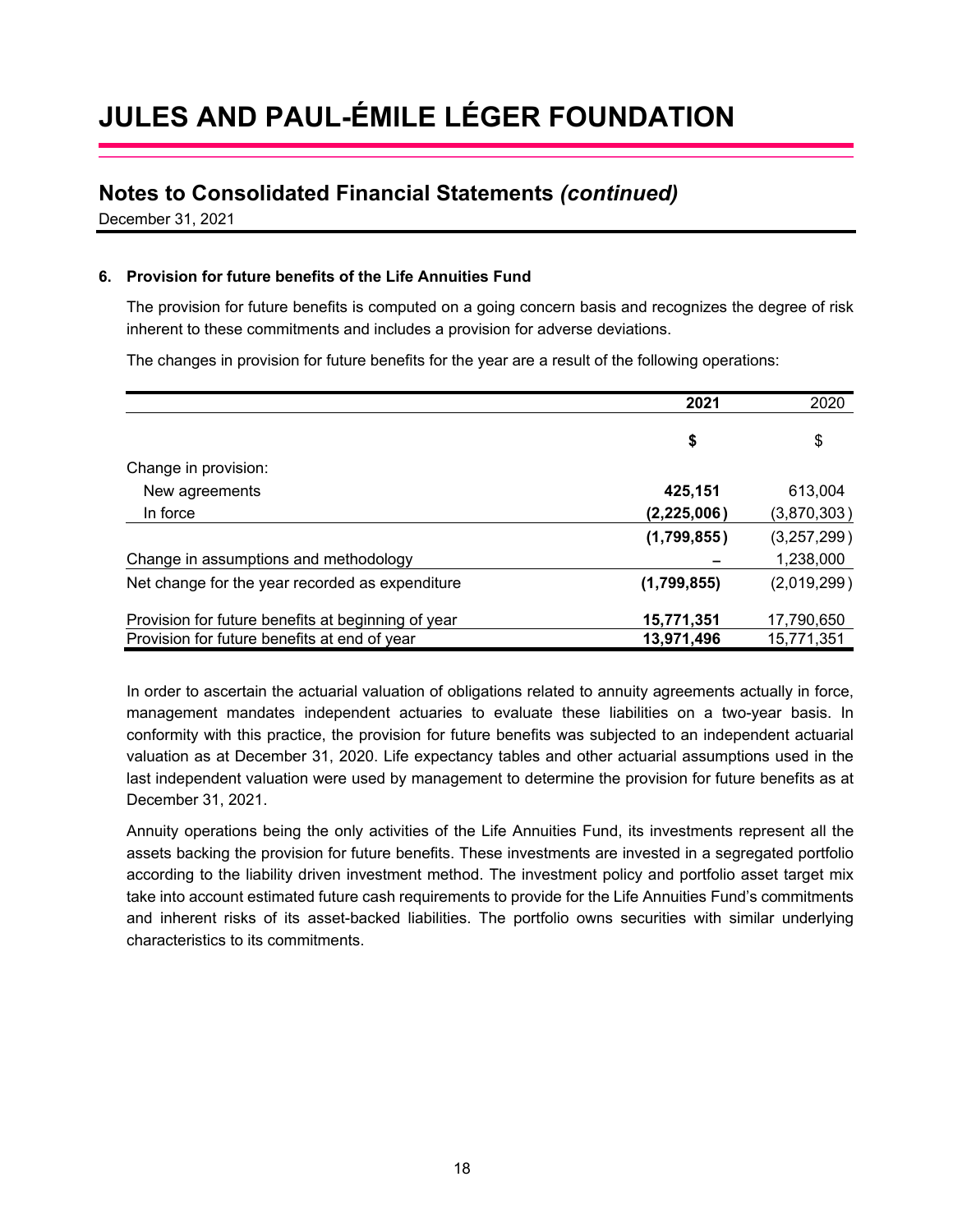# JULES AND PAUL-ÉMILE LÉGER FOUNDATION

## Notes to Consolidated Financial Statements *(continued)*

December 31, 2021

### 6. Provision for future benefits of the Life Annuities Fund

The provision for future benefits is computed on a going concern basis and recognizes the degree of risk inherent to these commitments and includes a provision for adverse deviations.

The changes in provision for future benefits for the year are a result of the following operations:

| | **2021** | 2020 |
|---|---|---|
| | **$** | $ |
| Change in provision: | | |
| New agreements | **425,151** | 613,004 |
| In force | **(2,225,006)** | (3,870,303) |
| | **(1,799,855)** | (3,257,299) |
| Change in assumptions and methodology | **–** | 1,238,000 |
| Net change for the year recorded as expenditure | **(1,799,855)** | (2,019,299) |
| Provision for future benefits at beginning of year | **15,771,351** | 17,790,650 |
| Provision for future benefits at end of year | **13,971,496** | 15,771,351 |

In order to ascertain the actuarial valuation of obligations related to annuity agreements actually in force, management mandates independent actuaries to evaluate these liabilities on a two-year basis. In conformity with this practice, the provision for future benefits was subjected to an independent actuarial valuation as at December 31, 2020. Life expectancy tables and other actuarial assumptions used in the last independent valuation were used by management to determine the provision for future benefits as at December 31, 2021.

Annuity operations being the only activities of the Life Annuities Fund, its investments represent all the assets backing the provision for future benefits. These investments are invested in a segregated portfolio according to the liability driven investment method. The investment policy and portfolio asset target mix take into account estimated future cash requirements to provide for the Life Annuities Fund's commitments and inherent risks of its asset-backed liabilities. The portfolio owns securities with similar underlying characteristics to its commitments.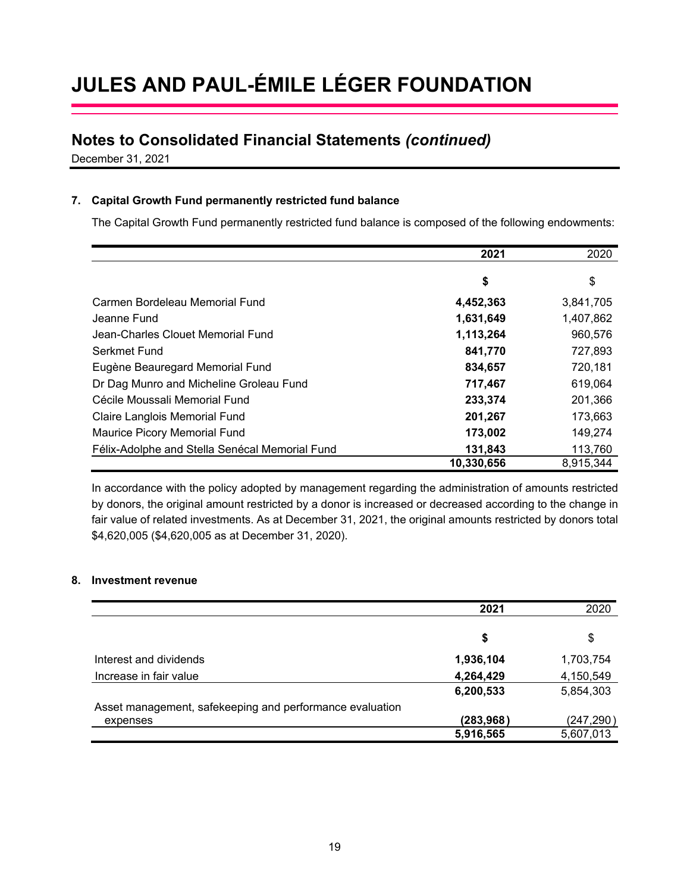# JULES AND PAUL-ÉMILE LÉGER FOUNDATION

## Notes to Consolidated Financial Statements *(continued)*

December 31, 2021

### 7. Capital Growth Fund permanently restricted fund balance

The Capital Growth Fund permanently restricted fund balance is composed of the following endowments:

| | **2021** | 2020 |
|---|---|---|
| | **$** | $ |
| Carmen Bordeleau Memorial Fund | **4,452,363** | 3,841,705 |
| Jeanne Fund | **1,631,649** | 1,407,862 |
| Jean-Charles Clouet Memorial Fund | **1,113,264** | 960,576 |
| Serkmet Fund | **841,770** | 727,893 |
| Eugène Beauregard Memorial Fund | **834,657** | 720,181 |
| Dr Dag Munro and Micheline Groleau Fund | **717,467** | 619,064 |
| Cécile Moussali Memorial Fund | **233,374** | 201,366 |
| Claire Langlois Memorial Fund | **201,267** | 173,663 |
| Maurice Picory Memorial Fund | **173,002** | 149,274 |
| Félix-Adolphe and Stella Senécal Memorial Fund | **131,843** | 113,760 |
| | **10,330,656** | 8,915,344 |

In accordance with the policy adopted by management regarding the administration of amounts restricted by donors, the original amount restricted by a donor is increased or decreased according to the change in fair value of related investments. As at December 31, 2021, the original amounts restricted by donors total $4,620,005 ($4,620,005 as at December 31, 2020).

### 8. Investment revenue

| | **2021** | 2020 |
|---|---|---|
| | **$** | $ |
| Interest and dividends | **1,936,104** | 1,703,754 |
| Increase in fair value | **4,264,429** | 4,150,549 |
| | **6,200,533** | 5,854,303 |
| Asset management, safekeeping and performance evaluation expenses | **(283,968)** | (247,290) |
| | **5,916,565** | 5,607,013 |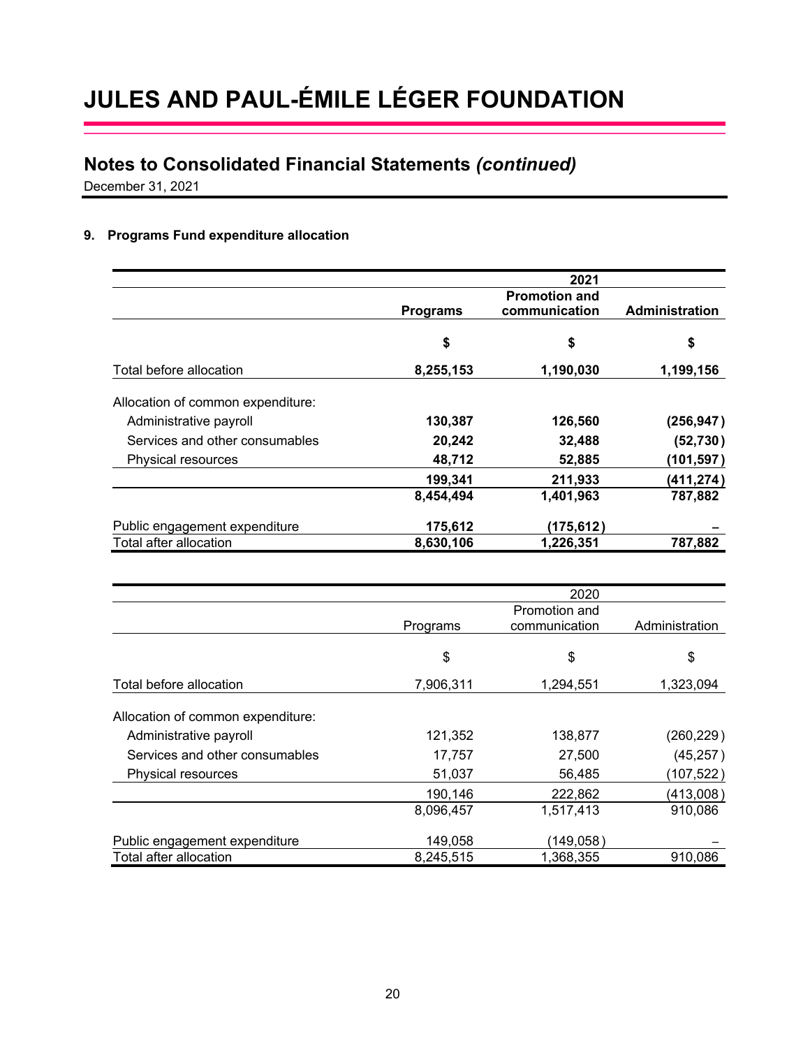# JULES AND PAUL-ÉMILE LÉGER FOUNDATION

## Notes to Consolidated Financial Statements *(continued)*

December 31, 2021

### 9. Programs Fund expenditure allocation

| | 2021 | | |
|---|---|---|---|
| | **Programs** | **Promotion and communication** | **Administration** |
| | **$** | **$** | **$** |
| Total before allocation | **8,255,153** | **1,190,030** | **1,199,156** |
| Allocation of common expenditure: | | | |
| Administrative payroll | **130,387** | **126,560** | **(256,947)** |
| Services and other consumables | **20,242** | **32,488** | **(52,730)** |
| Physical resources | **48,712** | **52,885** | **(101,597)** |
| | **199,341** | **211,933** | **(411,274)** |
| | **8,454,494** | **1,401,963** | **787,882** |
| Public engagement expenditure | **175,612** | **(175,612)** | **–** |
| Total after allocation | **8,630,106** | **1,226,351** | **787,882** |

| | 2020 | | |
|---|---|---|---|
| | Programs | Promotion and communication | Administration |
| | $ | $ | $ |
| Total before allocation | 7,906,311 | 1,294,551 | 1,323,094 |
| Allocation of common expenditure: | | | |
| Administrative payroll | 121,352 | 138,877 | (260,229) |
| Services and other consumables | 17,757 | 27,500 | (45,257) |
| Physical resources | 51,037 | 56,485 | (107,522) |
| | 190,146 | 222,862 | (413,008) |
| | 8,096,457 | 1,517,413 | 910,086 |
| Public engagement expenditure | 149,058 | (149,058) | – |
| Total after allocation | 8,245,515 | 1,368,355 | 910,086 |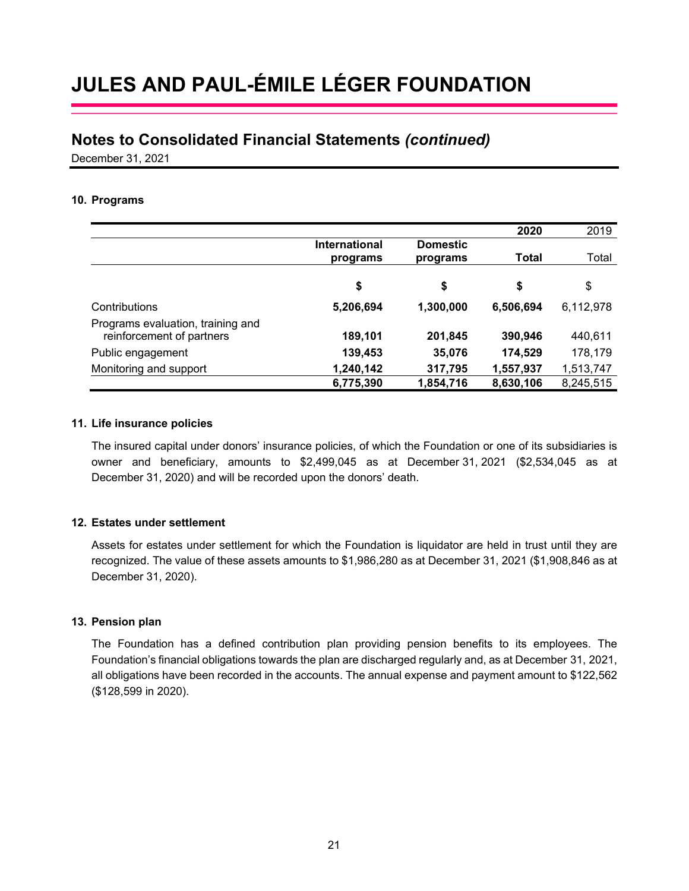# JULES AND PAUL-ÉMILE LÉGER FOUNDATION

## Notes to Consolidated Financial Statements *(continued)*

December 31, 2021

### 10. Programs

| | | | **2020** | 2019 |
|---|---|---|---|---|
| | **International programs** | **Domestic programs** | **Total** | Total |
| | **$** | **$** | **$** | $ |
| Contributions | **5,206,694** | **1,300,000** | **6,506,694** | 6,112,978 |
| Programs evaluation, training and reinforcement of partners | **189,101** | **201,845** | **390,946** | 440,611 |
| Public engagement | **139,453** | **35,076** | **174,529** | 178,179 |
| Monitoring and support | **1,240,142** | **317,795** | **1,557,937** | 1,513,747 |
| | **6,775,390** | **1,854,716** | **8,630,106** | 8,245,515 |

### 11. Life insurance policies

The insured capital under donors' insurance policies, of which the Foundation or one of its subsidiaries is owner and beneficiary, amounts to $2,499,045 as at December 31, 2021 ($2,534,045 as at December 31, 2020) and will be recorded upon the donors' death.

### 12. Estates under settlement

Assets for estates under settlement for which the Foundation is liquidator are held in trust until they are recognized. The value of these assets amounts to $1,986,280 as at December 31, 2021 ($1,908,846 as at December 31, 2020).

### 13. Pension plan

The Foundation has a defined contribution plan providing pension benefits to its employees. The Foundation's financial obligations towards the plan are discharged regularly and, as at December 31, 2021, all obligations have been recorded in the accounts. The annual expense and payment amount to $122,562 ($128,599 in 2020).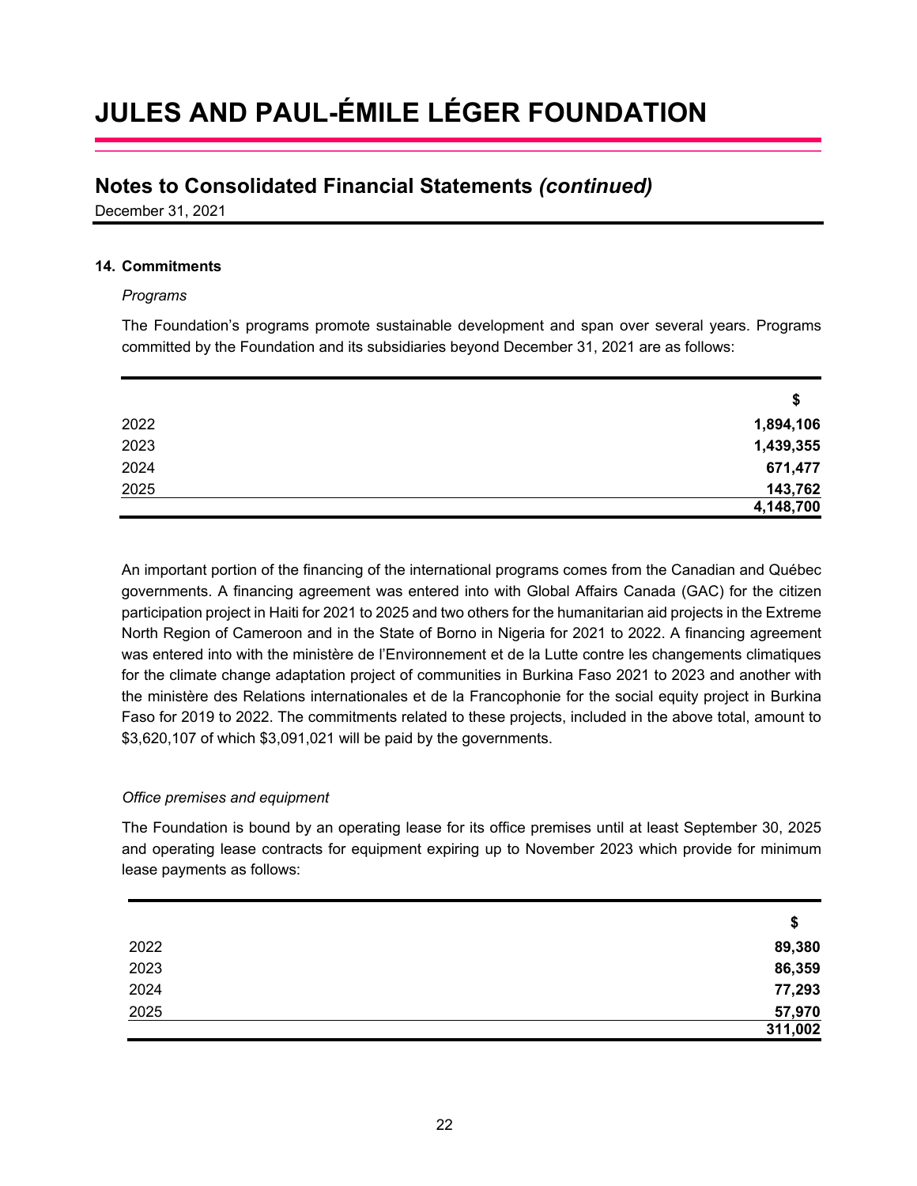# JULES AND PAUL-ÉMILE LÉGER FOUNDATION

## Notes to Consolidated Financial Statements *(continued)*

December 31, 2021

### 14. Commitments

*Programs*

The Foundation's programs promote sustainable development and span over several years. Programs committed by the Foundation and its subsidiaries beyond December 31, 2021 are as follows:

| | $ |
|---|---:|
| 2022 | **1,894,106** |
| 2023 | **1,439,355** |
| 2024 | **671,477** |
| 2025 | **143,762** |
| | **4,148,700** |

An important portion of the financing of the international programs comes from the Canadian and Québec governments. A financing agreement was entered into with Global Affairs Canada (GAC) for the citizen participation project in Haiti for 2021 to 2025 and two others for the humanitarian aid projects in the Extreme North Region of Cameroon and in the State of Borno in Nigeria for 2021 to 2022. A financing agreement was entered into with the ministère de l'Environnement et de la Lutte contre les changements climatiques for the climate change adaptation project of communities in Burkina Faso 2021 to 2023 and another with the ministère des Relations internationales et de la Francophonie for the social equity project in Burkina Faso for 2019 to 2022. The commitments related to these projects, included in the above total, amount to $3,620,107 of which $3,091,021 will be paid by the governments.

*Office premises and equipment*

The Foundation is bound by an operating lease for its office premises until at least September 30, 2025 and operating lease contracts for equipment expiring up to November 2023 which provide for minimum lease payments as follows:

| | $ |
|---|---:|
| 2022 | **89,380** |
| 2023 | **86,359** |
| 2024 | **77,293** |
| 2025 | **57,970** |
| | **311,002** |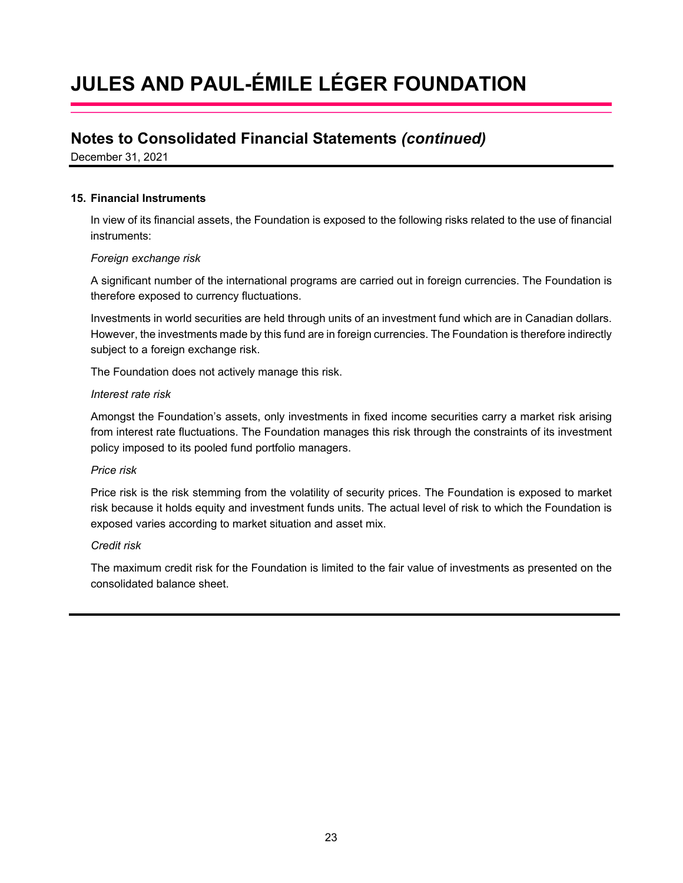# JULES AND PAUL-ÉMILE LÉGER FOUNDATION

## Notes to Consolidated Financial Statements *(continued)*

December 31, 2021

### 15. Financial Instruments

In view of its financial assets, the Foundation is exposed to the following risks related to the use of financial instruments:

*Foreign exchange risk*

A significant number of the international programs are carried out in foreign currencies. The Foundation is therefore exposed to currency fluctuations.

Investments in world securities are held through units of an investment fund which are in Canadian dollars. However, the investments made by this fund are in foreign currencies. The Foundation is therefore indirectly subject to a foreign exchange risk.

The Foundation does not actively manage this risk.

*Interest rate risk*

Amongst the Foundation's assets, only investments in fixed income securities carry a market risk arising from interest rate fluctuations. The Foundation manages this risk through the constraints of its investment policy imposed to its pooled fund portfolio managers.

*Price risk*

Price risk is the risk stemming from the volatility of security prices. The Foundation is exposed to market risk because it holds equity and investment funds units. The actual level of risk to which the Foundation is exposed varies according to market situation and asset mix.

*Credit risk*

The maximum credit risk for the Foundation is limited to the fair value of investments as presented on the consolidated balance sheet.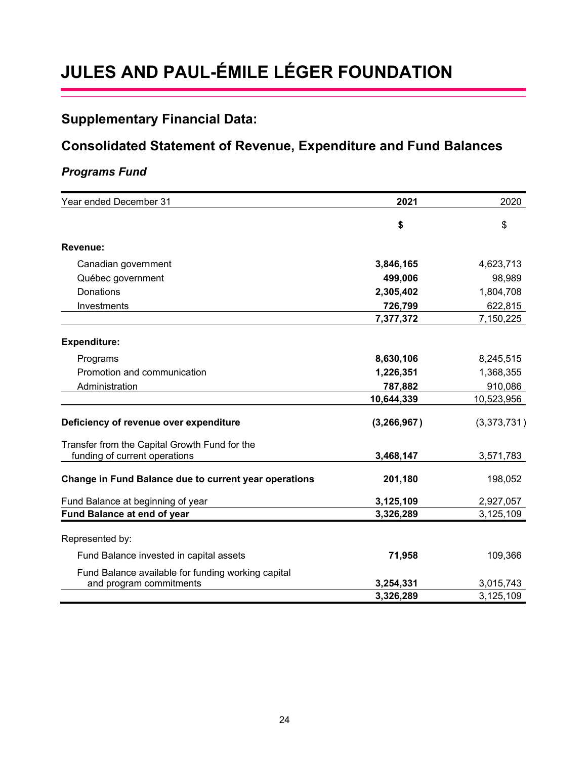# JULES AND PAUL-ÉMILE LÉGER FOUNDATION

## Supplementary Financial Data:

## Consolidated Statement of Revenue, Expenditure and Fund Balances

### *Programs Fund*

| Year ended December 31 | **2021** | 2020 |
|---|---|---|
| | **$** | $ |
| **Revenue:** | | |
| Canadian government | **3,846,165** | 4,623,713 |
| Québec government | **499,006** | 98,989 |
| Donations | **2,305,402** | 1,804,708 |
| Investments | **726,799** | 622,815 |
| | **7,377,372** | 7,150,225 |
| **Expenditure:** | | |
| Programs | **8,630,106** | 8,245,515 |
| Promotion and communication | **1,226,351** | 1,368,355 |
| Administration | **787,882** | 910,086 |
| | **10,644,339** | 10,523,956 |
| **Deficiency of revenue over expenditure** | **(3,266,967)** | (3,373,731) |
| Transfer from the Capital Growth Fund for the funding of current operations | **3,468,147** | 3,571,783 |
| **Change in Fund Balance due to current year operations** | **201,180** | 198,052 |
| Fund Balance at beginning of year | **3,125,109** | 2,927,057 |
| **Fund Balance at end of year** | **3,326,289** | 3,125,109 |
| Represented by: | | |
| Fund Balance invested in capital assets | **71,958** | 109,366 |
| Fund Balance available for funding working capital and program commitments | **3,254,331** | 3,015,743 |
| | **3,326,289** | 3,125,109 |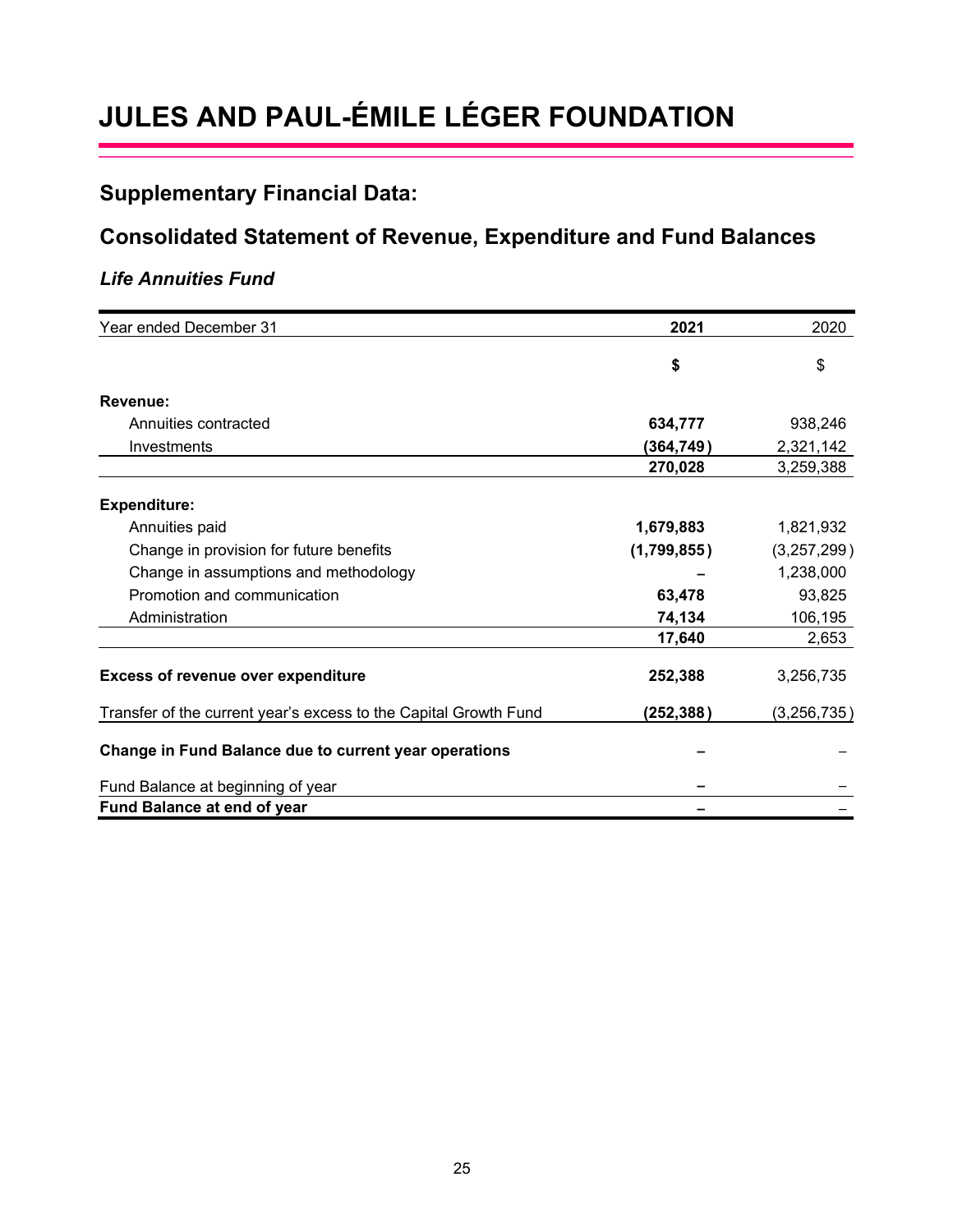# JULES AND PAUL-ÉMILE LÉGER FOUNDATION

## Supplementary Financial Data:

## Consolidated Statement of Revenue, Expenditure and Fund Balances

### *Life Annuities Fund*

| Year ended December 31 | **2021** | 2020 |
|---|---|---|
| | **$** | $ |
| **Revenue:** | | |
| Annuities contracted | **634,777** | 938,246 |
| Investments | **(364,749)** | 2,321,142 |
| | **270,028** | 3,259,388 |
| **Expenditure:** | | |
| Annuities paid | **1,679,883** | 1,821,932 |
| Change in provision for future benefits | **(1,799,855)** | (3,257,299) |
| Change in assumptions and methodology | **–** | 1,238,000 |
| Promotion and communication | **63,478** | 93,825 |
| Administration | **74,134** | 106,195 |
| | **17,640** | 2,653 |
| **Excess of revenue over expenditure** | **252,388** | 3,256,735 |
| Transfer of the current year's excess to the Capital Growth Fund | **(252,388)** | (3,256,735) |
| **Change in Fund Balance due to current year operations** | **–** | – |
| Fund Balance at beginning of year | **–** | – |
| **Fund Balance at end of year** | **–** | – |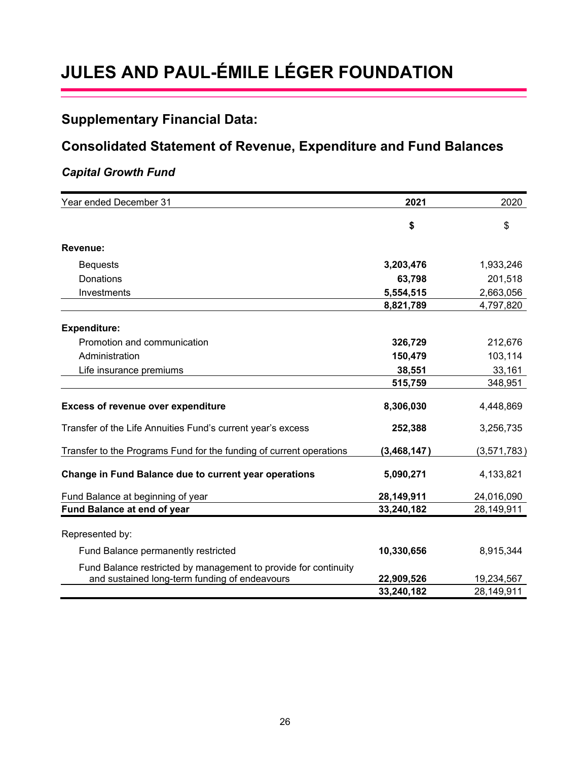# JULES AND PAUL-ÉMILE LÉGER FOUNDATION

## Supplementary Financial Data:

## Consolidated Statement of Revenue, Expenditure and Fund Balances

### *Capital Growth Fund*

| Year ended December 31 | **2021** | 2020 |
|---|---|---|
| | **$** | $ |
| **Revenue:** | | |
| Bequests | **3,203,476** | 1,933,246 |
| Donations | **63,798** | 201,518 |
| Investments | **5,554,515** | 2,663,056 |
| | **8,821,789** | 4,797,820 |
| **Expenditure:** | | |
| Promotion and communication | **326,729** | 212,676 |
| Administration | **150,479** | 103,114 |
| Life insurance premiums | **38,551** | 33,161 |
| | **515,759** | 348,951 |
| **Excess of revenue over expenditure** | **8,306,030** | 4,448,869 |
| Transfer of the Life Annuities Fund's current year's excess | **252,388** | 3,256,735 |
| Transfer to the Programs Fund for the funding of current operations | **(3,468,147)** | (3,571,783) |
| **Change in Fund Balance due to current year operations** | **5,090,271** | 4,133,821 |
| Fund Balance at beginning of year | **28,149,911** | 24,016,090 |
| **Fund Balance at end of year** | **33,240,182** | 28,149,911 |
| Represented by: | | |
| Fund Balance permanently restricted | **10,330,656** | 8,915,344 |
| Fund Balance restricted by management to provide for continuity and sustained long-term funding of endeavours | **22,909,526** | 19,234,567 |
| | **33,240,182** | 28,149,911 |